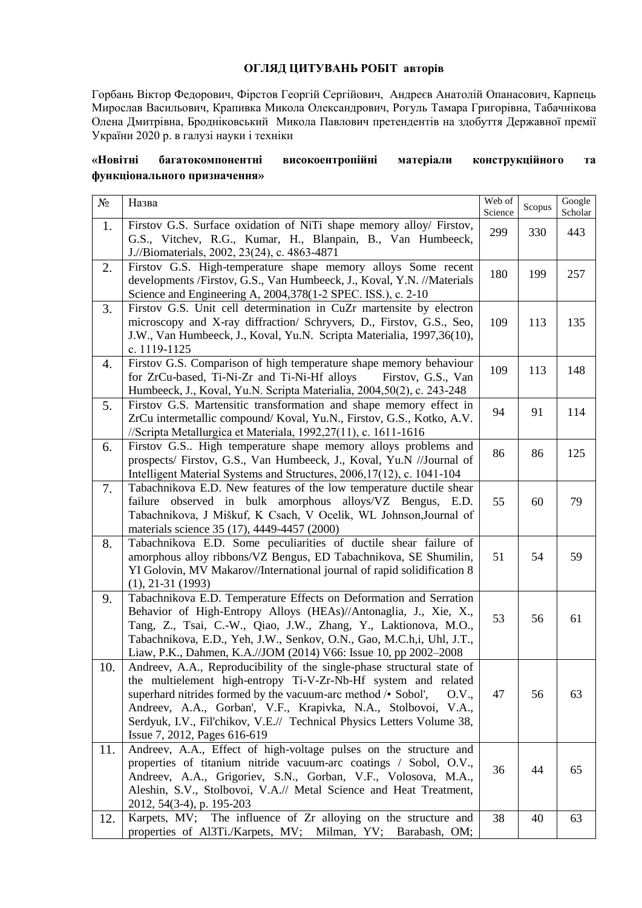**ОГЛЯД ЦИТУВАНЬ РОБІТ авторів**

Горбань Віктор Федорович, Фірстов Георгій Сергійович, Андреєв Анатолій Опанасович, Карпець Мирослав Васильович, Крапивка Микола Олександрович, Рогуль Тамара Григорівна, Табачнікова Олена Дмитрівна, Бродніковський Микола Павлович претендентів на здобуття Державної премії України 2020 р. в галузі науки і техніки

**«Новітні багатокомпонентні високоентропійні матеріали конструкційного та функціонального призначення»**

| № | Назва | Web of Science | Scopus | Google Scholar |
|---|---|---|---|---|
| 1. | Firstov G.S. Surface oxidation of NiTi shape memory alloy/ Firstov, G.S., Vitchev, R.G., Kumar, H., Blanpain, B., Van Humbeeck, J.//Biomaterials, 2002, 23(24), c. 4863-4871 | 299 | 330 | 443 |
| 2. | Firstov G.S. High-temperature shape memory alloys Some recent developments /Firstov, G.S., Van Humbeeck, J., Koval, Y.N. //Materials Science and Engineering A, 2004,378(1-2 SPEC. ISS.), c. 2-10 | 180 | 199 | 257 |
| 3. | Firstov G.S. Unit cell determination in CuZr martensite by electron microscopy and X-ray diffraction/ Schryvers, D., Firstov, G.S., Seo, J.W., Van Humbeeck, J., Koval, Yu.N. Scripta Materialia, 1997,36(10), c. 1119-1125 | 109 | 113 | 135 |
| 4. | Firstov G.S. Comparison of high temperature shape memory behaviour for ZrCu-based, Ti-Ni-Zr and Ti-Ni-Hf alloys Firstov, G.S., Van Humbeeck, J., Koval, Yu.N. Scripta Materialia, 2004,50(2), c. 243-248 | 109 | 113 | 148 |
| 5. | Firstov G.S. Martensitic transformation and shape memory effect in ZrCu intermetallic compound/ Koval, Yu.N., Firstov, G.S., Kotko, A.V. //Scripta Metallurgica et Materiala, 1992,27(11), c. 1611-1616 | 94 | 91 | 114 |
| 6. | Firstov G.S.. High temperature shape memory alloys problems and prospects/ Firstov, G.S., Van Humbeeck, J., Koval, Yu.N //Journal of Intelligent Material Systems and Structures, 2006,17(12), c. 1041-104 | 86 | 86 | 125 |
| 7. | Tabachnikova E.D. New features of the low temperature ductile shear failure observed in bulk amorphous alloys/VZ Bengus, E.D. Tabachnikova, J Miškuf, K Csach, V Ocelik, WL Johnson,Journal of materials science 35 (17), 4449-4457 (2000) | 55 | 60 | 79 |
| 8. | Tabachnikova E.D. Some peculiarities of ductile shear failure of amorphous alloy ribbons/VZ Bengus, ED Tabachnikova, SE Shumilin, YI Golovin, MV Makarov//International journal of rapid solidification 8 (1), 21-31 (1993) | 51 | 54 | 59 |
| 9. | Tabachnikova E.D. Temperature Effects on Deformation and Serration Behavior of High-Entropy Alloys (HEAs)//Antonaglia, J., Xie, X., Tang, Z., Tsai, C.-W., Qiao, J.W., Zhang, Y., Laktionova, M.O., Tabachnikova, E.D., Yeh, J.W., Senkov, O.N., Gao, M.C.h,i, Uhl, J.T., Liaw, P.K., Dahmen, K.A.//JOM (2014) V66: Issue 10, pp 2002–2008 | 53 | 56 | 61 |
| 10. | Andreev, A.A., Reproducibility of the single-phase structural state of the multielement high-entropy Ti-V-Zr-Nb-Hf system and related superhard nitrides formed by the vacuum-arc method /• Sobol', O.V., Andreev, A.A., Gorban', V.F., Krapivka, N.A., Stolbovoi, V.A., Serdyuk, I.V., Fil'chikov, V.E.// Technical Physics Letters Volume 38, Issue 7, 2012, Pages 616-619 | 47 | 56 | 63 |
| 11. | Andreev, A.A., Effect of high-voltage pulses on the structure and properties of titanium nitride vacuum-arc coatings / Sobol, O.V., Andreev, A.A., Grigoriev, S.N., Gorban, V.F., Volosova, M.A., Aleshin, S.V., Stolbovoi, V.A.// Metal Science and Heat Treatment, 2012, 54(3-4), p. 195-203 | 36 | 44 | 65 |
| 12. | Karpets, MV; The influence of Zr alloying on the structure and properties of Al3Ti./Karpets, MV; Milman, YV; Barabash, OM; | 38 | 40 | 63 |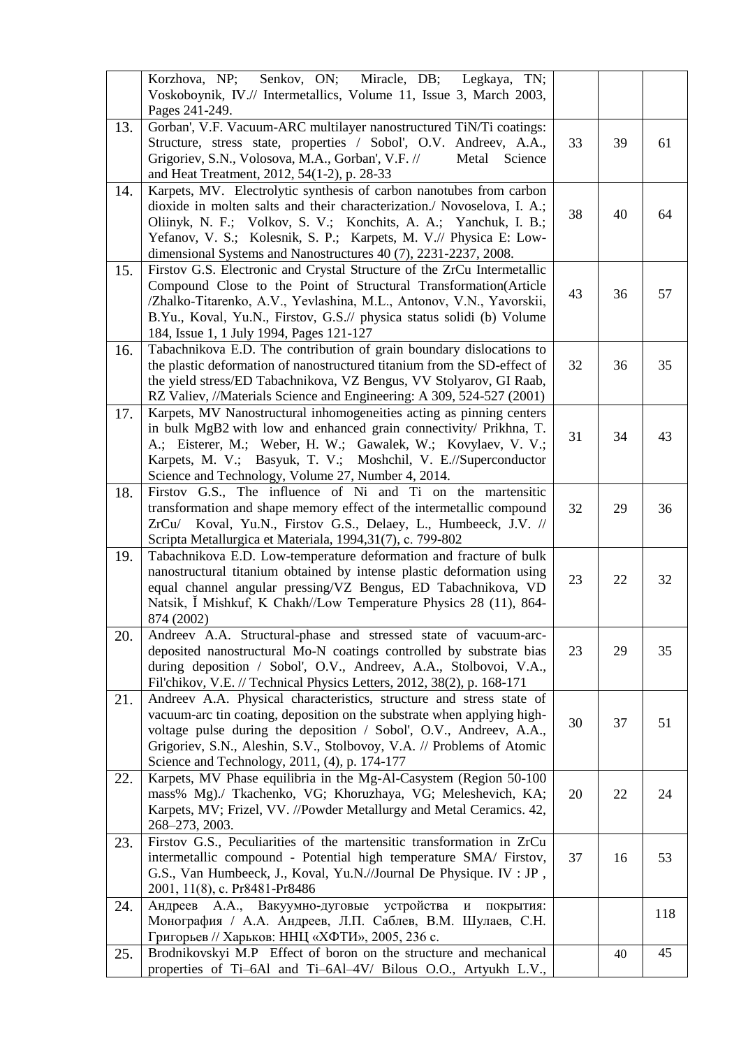| | | | | |
|---|---|---|---|---|
| | Korzhova, NP; Senkov, ON; Miracle, DB; Legkaya, TN; Voskoboynik, IV.// Intermetallics, Volume 11, Issue 3, March 2003, Pages 241-249. | | | |
| 13. | Gorban', V.F. Vacuum-ARC multilayer nanostructured TiN/Ti coatings: Structure, stress state, properties / Sobol', O.V. Andreev, A.A., Grigoriev, S.N., Volosova, M.A., Gorban', V.F. // Metal Science and Heat Treatment, 2012, 54(1-2), p. 28-33 | 33 | 39 | 61 |
| 14. | Karpets, MV. Electrolytic synthesis of carbon nanotubes from carbon dioxide in molten salts and their characterization./ Novoselova, I. A.; Oliinyk, N. F.; Volkov, S. V.; Konchits, A. A.; Yanchuk, I. B.; Yefanov, V. S.; Kolesnik, S. P.; Karpets, M. V.// Physica E: Low-dimensional Systems and Nanostructures 40 (7), 2231-2237, 2008. | 38 | 40 | 64 |
| 15. | Firstov G.S. Electronic and Crystal Structure of the ZrCu Intermetallic Compound Close to the Point of Structural Transformation(Article /Zhalko-Titarenko, A.V., Yevlashina, M.L., Antonov, V.N., Yavorskii, B.Yu., Koval, Yu.N., Firstov, G.S.// physica status solidi (b) Volume 184, Issue 1, 1 July 1994, Pages 121-127 | 43 | 36 | 57 |
| 16. | Tabachnikova E.D. The contribution of grain boundary dislocations to the plastic deformation of nanostructured titanium from the SD-effect of the yield stress/ED Tabachnikova, VZ Bengus, VV Stolyarov, GI Raab, RZ Valiev, //Materials Science and Engineering: A 309, 524-527 (2001) | 32 | 36 | 35 |
| 17. | Karpets, MV Nanostructural inhomogeneities acting as pinning centers in bulk $MgB_2$ with low and enhanced grain connectivity/ Prikhna, T. A.; Eisterer, M.; Weber, H. W.; Gawalek, W.; Kovylaev, V. V.; Karpets, M. V.; Basyuk, T. V.; Moshchil, V. E.//Superconductor Science and Technology, Volume 27, Number 4, 2014. | 31 | 34 | 43 |
| 18. | Firstov G.S., The influence of Ni and Ti on the martensitic transformation and shape memory effect of the intermetallic compound ZrCu/ Koval, Yu.N., Firstov G.S., Delaey, L., Humbeeck, J.V. // Scripta Metallurgica et Materiala, 1994,31(7), c. 799-802 | 32 | 29 | 36 |
| 19. | Tabachnikova E.D. Low-temperature deformation and fracture of bulk nanostructural titanium obtained by intense plastic deformation using equal channel angular pressing/VZ Bengus, ED Tabachnikova, VD Natsik, Ĭ Mishkuf, K Chakh//Low Temperature Physics 28 (11), 864-874 (2002) | 23 | 22 | 32 |
| 20. | Andreev A.A. Structural-phase and stressed state of vacuum-arc-deposited nanostructural Mo-N coatings controlled by substrate bias during deposition / Sobol', O.V., Andreev, A.A., Stolbovoi, V.A., Fil'chikov, V.E. // Technical Physics Letters, 2012, 38(2), p. 168-171 | 23 | 29 | 35 |
| 21. | Andreev A.A. Physical characteristics, structure and stress state of vacuum-arc tin coating, deposition on the substrate when applying high-voltage pulse during the deposition / Sobol', O.V., Andreev, A.A., Grigoriev, S.N., Aleshin, S.V., Stolbovoy, V.A. // Problems of Atomic Science and Technology, 2011, (4), p. 174-177 | 30 | 37 | 51 |
| 22. | Karpets, MV Phase equilibria in the Mg-Al-Casystem (Region 50-100 mass% Mg)./ Tkachenko, VG; Khoruzhaya, VG; Meleshevich, KA; Karpets, MV; Frizel, VV. //Powder Metallurgy and Metal Ceramics. 42, 268–273, 2003. | 20 | 22 | 24 |
| 23. | Firstov G.S., Peculiarities of the martensitic transformation in ZrCu intermetallic compound - Potential high temperature SMA/ Firstov, G.S., Van Humbeeck, J., Koval, Yu.N.//Journal De Physique. IV : JP , 2001, 11(8), c. Pr8481-Pr8486 | 37 | 16 | 53 |
| 24. | Андреев А.А., Вакуумно-дуговые устройства и покрытия: Монография / А.А. Андреев, Л.П. Саблев, В.М. Шулаев, С.Н. Григорьев // Харьков: ННЦ «ХФТИ», 2005, 236 с. | | | 118 |
| 25. | Brodnikovskyi M.P Effect of boron on the structure and mechanical properties of Ti–6Al and Ti–6Al–4V/ Bilous O.O., Artyukh L.V., | | 40 | 45 |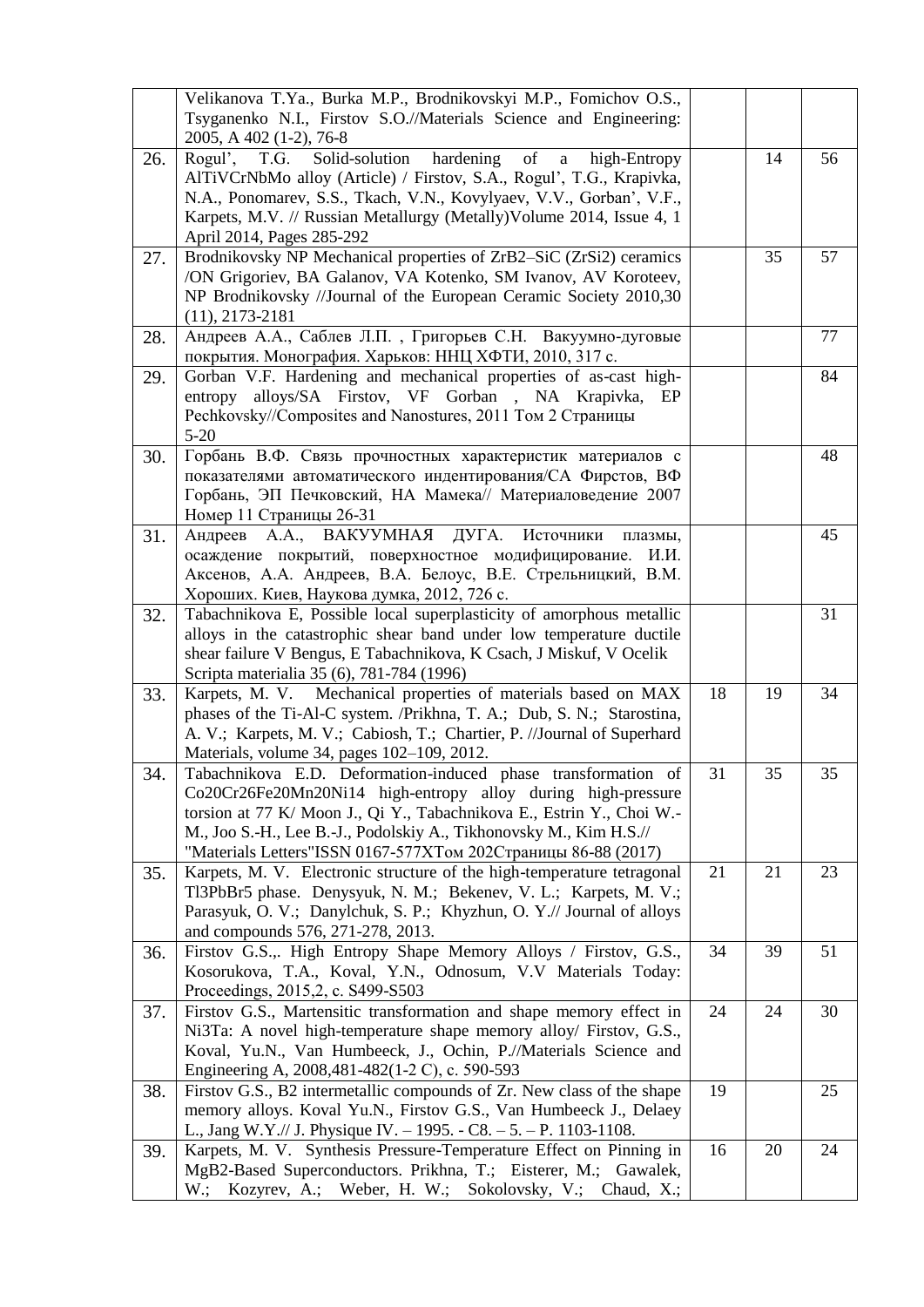| | | | | |
|---|---|---|---|---|
| | Velikanova T.Ya., Burka M.P., Brodnikovskyi M.P., Fomichov O.S., Tsyganenko N.I., Firstov S.O.//Materials Science and Engineering: 2005, A 402 (1-2), 76-8 | | | |
| 26. | Rogul', T.G. Solid-solution hardening of a high-Entropy AlTiVCrNbMo alloy (Article) / Firstov, S.A., Rogul', T.G., Krapivka, N.A., Ponomarev, S.S., Tkach, V.N., Kovylyaev, V.V., Gorban', V.F., Karpets, M.V. // Russian Metallurgy (Metally)Volume 2014, Issue 4, 1 April 2014, Pages 285-292 | | 14 | 56 |
| 27. | Brodnikovsky NP Mechanical properties of $ZrB_2$–SiC ($ZrSi_2$) ceramics /ON Grigoriev, BA Galanov, VA Kotenko, SM Ivanov, AV Koroteev, NP Brodnikovsky //Journal of the European Ceramic Society 2010,30 (11), 2173-2181 | | 35 | 57 |
| 28. | Андреев А.А., Саблев Л.П. , Григорьев С.Н. Вакуумно-дуговые покрытия. Монография. Харьков: ННЦ ХФТИ, 2010, 317 с. | | | 77 |
| 29. | Gorban V.F. Hardening and mechanical properties of as-cast high-entropy alloys/SA Firstov, VF Gorban , NA Krapivka, EP Pechkovsky//Composites and Nanostures, 2011 Том 2 Страницы 5-20 | | | 84 |
| 30. | Горбань В.Ф. Связь прочностных характеристик материалов с показателями автоматического индентирования/СА Фирстов, ВФ Горбань, ЭП Печковский, НА Мамека// Материаловедение 2007 Номер 11 Страницы 26-31 | | | 48 |
| 31. | Андреев А.А., ВАКУУМНАЯ ДУГА. Источники плазмы, осаждение покрытий, поверхностное модифицирование. И.И. Аксенов, А.А. Андреев, В.А. Белоус, В.Е. Стрельницкий, В.М. Хороших. Киев, Наукова думка, 2012, 726 с. | | | 45 |
| 32. | Tabachnikova E, Possible local superplasticity of amorphous metallic alloys in the catastrophic shear band under low temperature ductile shear failure V Bengus, E Tabachnikova, K Csach, J Miskuf, V Ocelik Scripta materialia 35 (6), 781-784 (1996) | | | 31 |
| 33. | Karpets, M. V. Mechanical properties of materials based on MAX phases of the Ti-Al-C system. /Prikhna, T. A.; Dub, S. N.; Starostina, A. V.; Karpets, M. V.; Cabiosh, T.; Chartier, P. //Journal of Superhard Materials, volume 34, pages 102–109, 2012. | 18 | 19 | 34 |
| 34. | Tabachnikova E.D. Deformation-induced phase transformation of Co20Cr26Fe20Mn20Ni14 high-entropy alloy during high-pressure torsion at 77 K/ Moon J., Qi Y., Tabachnikova E., Estrin Y., Choi W.-M., Joo S.-H., Lee B.-J., Podolskiy A., Tikhonovsky M., Kim H.S.// "Materials Letters"ISSN 0167-577XТом 202Страницы 86-88 (2017) | 31 | 35 | 35 |
| 35. | Karpets, M. V. Electronic structure of the high-temperature tetragonal $Tl_3PbBr_5$ phase. Denysyuk, N. M.; Bekenev, V. L.; Karpets, M. V.; Parasyuk, O. V.; Danylchuk, S. P.; Khyzhun, O. Y.// Journal of alloys and compounds 576, 271-278, 2013. | 21 | 21 | 23 |
| 36. | Firstov G.S.,. High Entropy Shape Memory Alloys / Firstov, G.S., Kosorukova, T.A., Koval, Y.N., Odnosum, V.V Materials Today: Proceedings, 2015,2, c. S499-S503 | 34 | 39 | 51 |
| 37. | Firstov G.S., Martensitic transformation and shape memory effect in $Ni_3Ta$: A novel high-temperature shape memory alloy/ Firstov, G.S., Koval, Yu.N., Van Humbeeck, J., Ochin, P.//Materials Science and Engineering A, 2008,481-482(1-2 C), c. 590-593 | 24 | 24 | 30 |
| 38. | Firstov G.S., B2 intermetallic compounds of Zr. New class of the shape memory alloys. Koval Yu.N., Firstov G.S., Van Humbeeck J., Delaey L., Jang W.Y.// J. Physique IV. – 1995. - C8. – 5. – P. 1103-1108. | 19 | | 25 |
| 39. | Karpets, M. V. Synthesis Pressure-Temperature Effect on Pinning in $MgB_2$-Based Superconductors. Prikhna, T.; Eisterer, M.; Gawalek, W.; Kozyrev, A.; Weber, H. W.; Sokolovsky, V.; Chaud, X.; | 16 | 20 | 24 |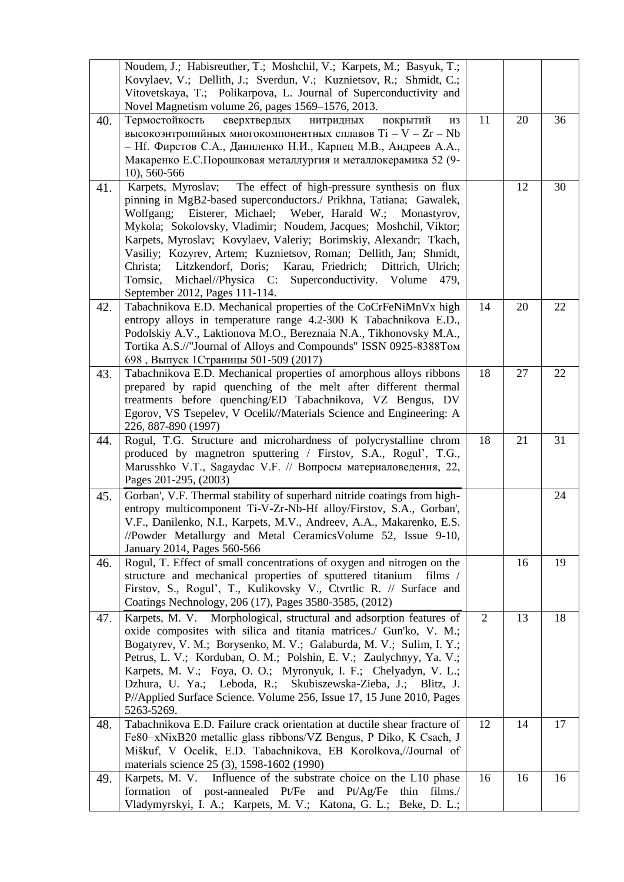| | | | | |
|---|---|---|---|---|
| | Noudem, J.; Habisreuther, T.; Moshchil, V.; Karpets, M.; Basyuk, T.; Kovylaev, V.; Dellith, J.; Sverdun, V.; Kuznietsov, R.; Shmidt, C.; Vitovetskaya, T.; Polikarpova, L. Journal of Superconductivity and Novel Magnetism volume 26, pages 1569–1576, 2013. | | | |
| 40. | Термостойкость сверхтвердых нитридных покрытий из высокоэнтропийных многокомпонентных сплавов Ti – V – Zr – Nb – Hf. Фирстов С.А., Даниленко Н.И., Карпец М.В., Андреев А.А., Макаренко Е.С.Порошковая металлургия и металлокерамика 52 (9-10), 560-566 | 11 | 20 | 36 |
| 41. | Karpets, Myroslav; The effect of high-pressure synthesis on flux pinning in MgB2-based superconductors./ Prikhna, Tatiana; Gawalek, Wolfgang; Eisterer, Michael; Weber, Harald W.; Monastyrov, Mykola; Sokolovsky, Vladimir; Noudem, Jacques; Moshchil, Viktor; Karpets, Myroslav; Kovylaev, Valeriy; Borimskiy, Alexandr; Tkach, Vasiliy; Kozyrev, Artem; Kuznietsov, Roman; Dellith, Jan; Shmidt, Christa; Litzkendorf, Doris; Karau, Friedrich; Dittrich, Ulrich; Tomsic, Michael//Physica C: Superconductivity. Volume 479, September 2012, Pages 111-114. | | 12 | 30 |
| 42. | Tabachnikova E.D. Mechanical properties of the CoCrFeNiMnVx high entropy alloys in temperature range 4.2-300 K Tabachnikova E.D., Podolskiy A.V., Laktionova M.O., Bereznaia N.A., Tikhonovsky M.A., Tortika A.S.//"Journal of Alloys and Compounds" ISSN 0925-8388Том 698 , Выпуск 1Страницы 501-509 (2017) | 14 | 20 | 22 |
| 43. | Tabachnikova E.D. Mechanical properties of amorphous alloys ribbons prepared by rapid quenching of the melt after different thermal treatments before quenching/ED Tabachnikova, VZ Bengus, DV Egorov, VS Tsepelev, V Ocelik//Materials Science and Engineering: A 226, 887-890 (1997) | 18 | 27 | 22 |
| 44. | Rogul, T.G. Structure and microhardness of polycrystalline chrom produced by magnetron sputtering / Firstov, S.A., Rogul', T.G., Marusshko V.T., Sagaydac V.F. // Вопросы материаловедения, 22, Pages 201-295, (2003) | 18 | 21 | 31 |
| 45. | Gorban', V.F. Thermal stability of superhard nitride coatings from high-entropy multicomponent Ti-V-Zr-Nb-Hf alloy/Firstov, S.A., Gorban', V.F., Danilenko, N.I., Karpets, M.V., Andreev, A.A., Makarenko, E.S. //Powder Metallurgy and Metal CeramicsVolume 52, Issue 9-10, January 2014, Pages 560-566 | | | 24 |
| 46. | Rogul, T. Effect of small concentrations of oxygen and nitrogen on the structure and mechanical properties of sputtered titanium films / Firstov, S., Rogul', T., Kulikovsky V., Ctvrtlic R. // Surface and Coatings Nechnology, 206 (17), Pages 3580-3585, (2012) | | 16 | 19 |
| 47. | Karpets, M. V. Morphological, structural and adsorption features of oxide composites with silica and titania matrices./ Gun'ko, V. M.; Bogatyrev, V. M.; Borysenko, M. V.; Galaburda, M. V.; Sulim, I. Y.; Petrus, L. V.; Korduban, O. M.; Polshin, E. V.; Zaulychnyy, Ya. V.; Karpets, M. V.; Foya, O. O.; Myronyuk, I. F.; Chelyadyn, V. L.; Dzhura, U. Ya.; Leboda, R.; Skubiszewska-Zieba, J.; Blitz, J. P//Applied Surface Science. Volume 256, Issue 17, 15 June 2010, Pages 5263-5269. | 2 | 13 | 18 |
| 48. | Tabachnikova E.D. Failure crack orientation at ductile shear fracture of Fe80−xNixB20 metallic glass ribbons/VZ Bengus, P Diko, K Csach, J Miškuf, V Ocelik, E.D. Tabachnikova, EB Korolkova,//Journal of materials science 25 (3), 1598-1602 (1990) | 12 | 14 | 17 |
| 49. | Karpets, M. V. Influence of the substrate choice on the L10 phase formation of post-annealed Pt/Fe and Pt/Ag/Fe thin films./ Vladymyrskyi, I. A.; Karpets, M. V.; Katona, G. L.; Beke, D. L.; | 16 | 16 | 16 |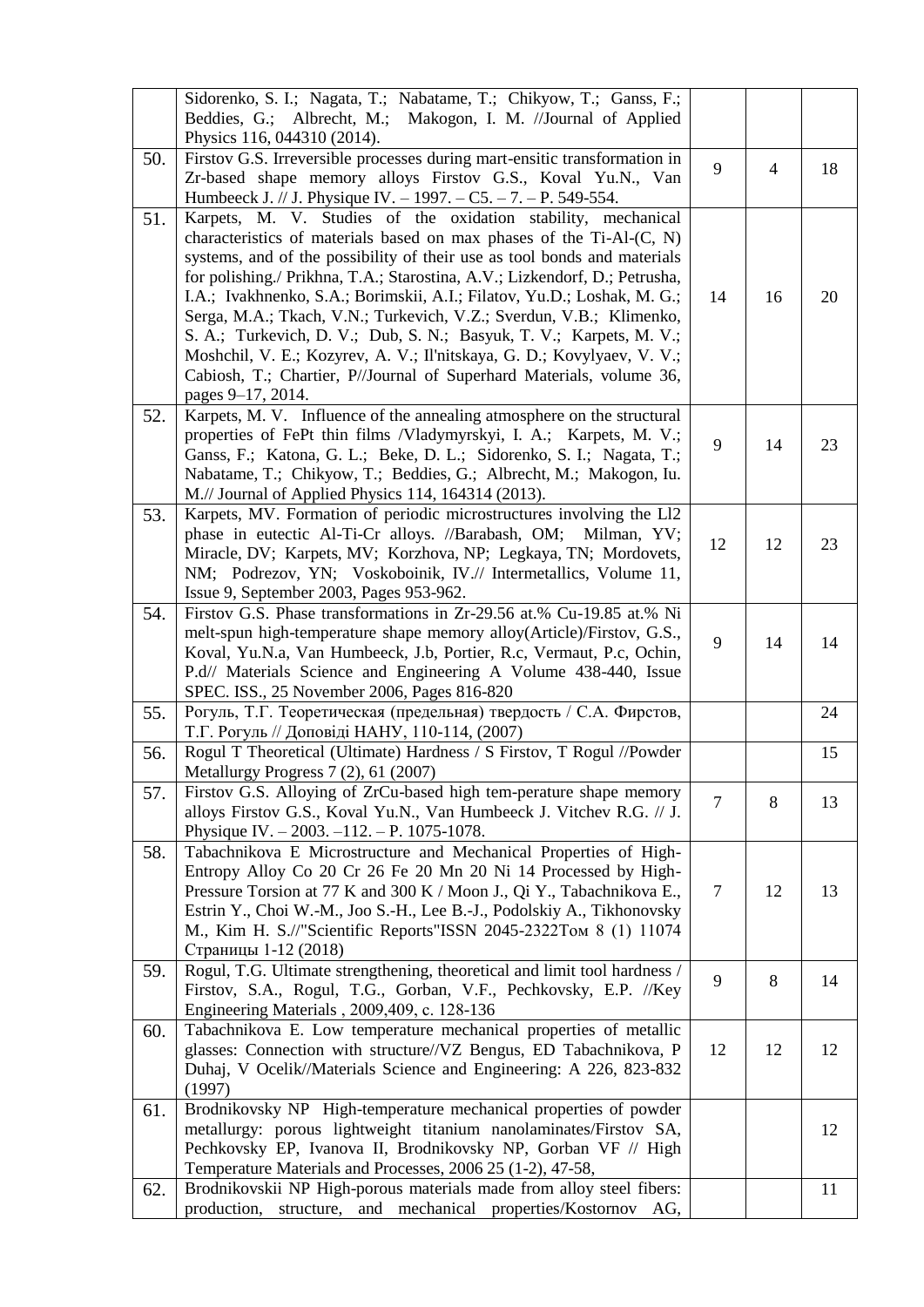| | | | | |
|---|---|---|---|---|
| | Sidorenko, S. I.; Nagata, T.; Nabatame, T.; Chikyow, T.; Ganss, F.; Beddies, G.; Albrecht, M.; Makogon, I. M. //Journal of Applied Physics 116, 044310 (2014). | | | |
| 50. | Firstov G.S. Irreversible processes during mart-ensitic transformation in Zr-based shape memory alloys Firstov G.S., Koval Yu.N., Van Humbeeck J. // J. Physique IV. – 1997. – C5. – 7. – P. 549-554. | 9 | 4 | 18 |
| 51. | Karpets, M. V. Studies of the oxidation stability, mechanical characteristics of materials based on max phases of the Ti-Al-(C, N) systems, and of the possibility of their use as tool bonds and materials for polishing./ Prikhna, T.A.; Starostina, A.V.; Lizkendorf, D.; Petrusha, I.A.; Ivakhnenko, S.A.; Borimskii, A.I.; Filatov, Yu.D.; Loshak, M. G.; Serga, M.A.; Tkach, V.N.; Turkevich, V.Z.; Sverdun, V.B.; Klimenko, S. A.; Turkevich, D. V.; Dub, S. N.; Basyuk, T. V.; Karpets, M. V.; Moshchil, V. E.; Kozyrev, A. V.; Il'nitskaya, G. D.; Kovylyaev, V. V.; Cabiosh, T.; Chartier, P//Journal of Superhard Materials, volume 36, pages 9–17, 2014. | 14 | 16 | 20 |
| 52. | Karpets, M. V. Influence of the annealing atmosphere on the structural properties of FePt thin films /Vladymyrskyi, I. A.; Karpets, M. V.; Ganss, F.; Katona, G. L.; Beke, D. L.; Sidorenko, S. I.; Nagata, T.; Nabatame, T.; Chikyow, T.; Beddies, G.; Albrecht, M.; Makogon, Iu. M.// Journal of Applied Physics 114, 164314 (2013). | 9 | 14 | 23 |
| 53. | Karpets, MV. Formation of periodic microstructures involving the Ll2 phase in eutectic Al-Ti-Cr alloys. //Barabash, OM; Milman, YV; Miracle, DV; Karpets, MV; Korzhova, NP; Legkaya, TN; Mordovets, NM; Podrezov, YN; Voskoboinik, IV.// Intermetallics, Volume 11, Issue 9, September 2003, Pages 953-962. | 12 | 12 | 23 |
| 54. | Firstov G.S. Phase transformations in Zr-29.56 at.% Cu-19.85 at.% Ni melt-spun high-temperature shape memory alloy(Article)/Firstov, G.S., Koval, Yu.N.a, Van Humbeeck, J.b, Portier, R.c, Vermaut, P.c, Ochin, P.d// Materials Science and Engineering A Volume 438-440, Issue SPEC. ISS., 25 November 2006, Pages 816-820 | 9 | 14 | 14 |
| 55. | Рогуль, Т.Г. Теоретическая (предельная) твердость / С.А. Фирстов, Т.Г. Рогуль // Доповіді НАНУ, 110-114, (2007) | | | 24 |
| 56. | Rogul T Theoretical (Ultimate) Hardness / S Firstov, T Rogul //Powder Metallurgy Progress 7 (2), 61 (2007) | | | 15 |
| 57. | Firstov G.S. Alloying of ZrCu-based high tem-perature shape memory alloys Firstov G.S., Koval Yu.N., Van Humbeeck J. Vitchev R.G. // J. Physique IV. – 2003. –112. – P. 1075-1078. | 7 | 8 | 13 |
| 58. | Tabachnikova E Microstructure and Mechanical Properties of High-Entropy Alloy Co 20 Cr 26 Fe 20 Mn 20 Ni 14 Processed by High-Pressure Torsion at 77 K and 300 K / Moon J., Qi Y., Tabachnikova E., Estrin Y., Choi W.-M., Joo S.-H., Lee B.-J., Podolskiy A., Tikhonovsky M., Kim H. S.//"Scientific Reports"ISSN 2045-2322Том 8 (1) 11074 Страницы 1-12 (2018) | 7 | 12 | 13 |
| 59. | Rogul, T.G. Ultimate strengthening, theoretical and limit tool hardness / Firstov, S.A., Rogul, T.G., Gorban, V.F., Pechkovsky, E.P. //Key Engineering Materials , 2009,409, c. 128-136 | 9 | 8 | 14 |
| 60. | Tabachnikova E. Low temperature mechanical properties of metallic glasses: Connection with structure//VZ Bengus, ED Tabachnikova, P Duhaj, V Ocelik//Materials Science and Engineering: A 226, 823-832 (1997) | 12 | 12 | 12 |
| 61. | Brodnikovsky NP High-temperature mechanical properties of powder metallurgy: porous lightweight titanium nanolaminates/Firstov SA, Pechkovsky EP, Ivanova II, Brodnikovsky NP, Gorban VF // High Temperature Materials and Processes, 2006 25 (1-2), 47-58, | | | 12 |
| 62. | Brodnikovskii NP High-porous materials made from alloy steel fibers: production, structure, and mechanical properties/Kostornov AG, | | | 11 |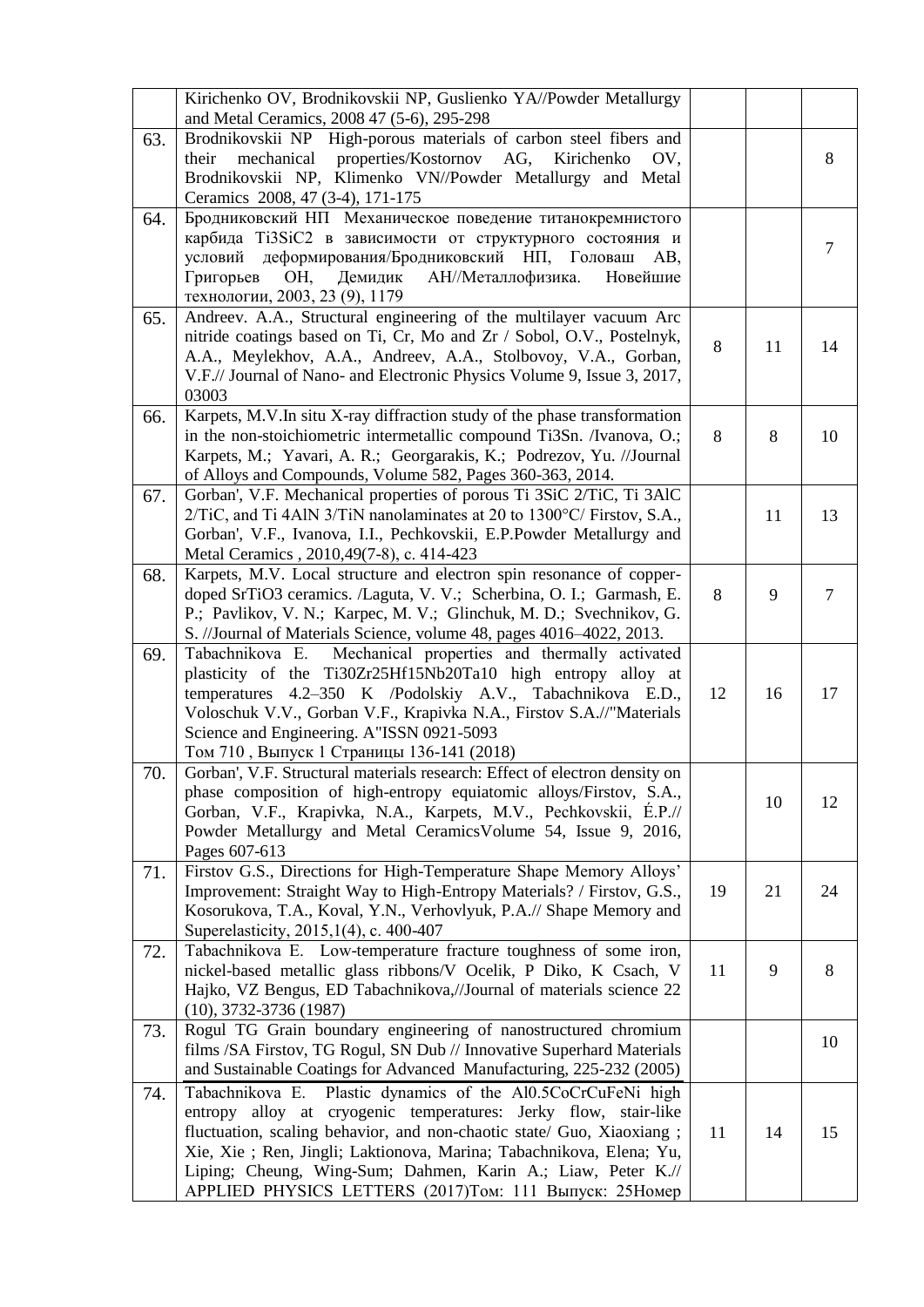|  |  |  |  |  |
|---|---|---|---|---|
|  | Kirichenko OV, Brodnikovskii NP, Guslienko YA//Powder Metallurgy and Metal Ceramics, 2008 47 (5-6), 295-298 |  |  |  |
| 63. | Brodnikovskii NP High-porous materials of carbon steel fibers and their mechanical properties/Kostornov AG, Kirichenko OV, Brodnikovskii NP, Klimenko VN//Powder Metallurgy and Metal Ceramics 2008, 47 (3-4), 171-175 |  |  | 8 |
| 64. | Бродниковский НП Механическое поведение титанокремнистого карбида Ti3SiC2 в зависимости от структурного состояния и условий деформирования/Бродниковский НП, Головаш АВ, Григорьев ОН, Демидик АН//Металлофизика. Новейшие технологии, 2003, 23 (9), 1179 |  |  | 7 |
| 65. | Andreev. A.A., Structural engineering of the multilayer vacuum Arc nitride coatings based on Ti, Cr, Mo and Zr / Sobol, O.V., Postelnyk, A.A., Meylekhov, A.A., Andreev, A.A., Stolbovoy, V.A., Gorban, V.F.// Journal of Nano- and Electronic Physics Volume 9, Issue 3, 2017, 03003 | 8 | 11 | 14 |
| 66. | Karpets, M.V.In situ X-ray diffraction study of the phase transformation in the non-stoichiometric intermetallic compound Ti3Sn. /Ivanova, O.; Karpets, M.; Yavari, A. R.; Georgarakis, K.; Podrezov, Yu. //Journal of Alloys and Compounds, Volume 582, Pages 360-363, 2014. | 8 | 8 | 10 |
| 67. | Gorban', V.F. Mechanical properties of porous Ti 3SiC 2/TiC, Ti 3AlC 2/TiC, and Ti 4AlN 3/TiN nanolaminates at 20 to 1300°C/ Firstov, S.A., Gorban', V.F., Ivanova, I.I., Pechkovskii, E.P.Powder Metallurgy and Metal Ceramics , 2010,49(7-8), c. 414-423 |  | 11 | 13 |
| 68. | Karpets, M.V. Local structure and electron spin resonance of copper-doped SrTiO3 ceramics. /Laguta, V. V.; Scherbina, O. I.; Garmash, E. P.; Pavlikov, V. N.; Karpec, M. V.; Glinchuk, M. D.; Svechnikov, G. S. //Journal of Materials Science, volume 48, pages 4016–4022, 2013. | 8 | 9 | 7 |
| 69. | Tabachnikova E. Mechanical properties and thermally activated plasticity of the Ti30Zr25Hf15Nb20Ta10 high entropy alloy at temperatures 4.2–350 K /Podolskiy A.V., Tabachnikova E.D., Voloschuk V.V., Gorban V.F., Krapivka N.A., Firstov S.A.//"Materials Science and Engineering. A"ISSN 0921-5093<br>Том 710 , Выпуск 1 Страницы 136-141 (2018) | 12 | 16 | 17 |
| 70. | Gorban', V.F. Structural materials research: Effect of electron density on phase composition of high-entropy equiatomic alloys/Firstov, S.A., Gorban, V.F., Krapivka, N.A., Karpets, M.V., Pechkovskii, É.P.// Powder Metallurgy and Metal CeramicsVolume 54, Issue 9, 2016, Pages 607-613 |  | 10 | 12 |
| 71. | Firstov G.S., Directions for High-Temperature Shape Memory Alloys' Improvement: Straight Way to High-Entropy Materials? / Firstov, G.S., Kosorukova, T.A., Koval, Y.N., Verhovlyuk, P.A.// Shape Memory and Superelasticity, 2015,1(4), c. 400-407 | 19 | 21 | 24 |
| 72. | Tabachnikova E. Low-temperature fracture toughness of some iron, nickel-based metallic glass ribbons/V Ocelik, P Diko, K Csach, V Hajko, VZ Bengus, ED Tabachnikova,//Journal of materials science 22 (10), 3732-3736 (1987) | 11 | 9 | 8 |
| 73. | Rogul TG Grain boundary engineering of nanostructured chromium films /SA Firstov, TG Rogul, SN Dub // Innovative Superhard Materials and Sustainable Coatings for Advanced Manufacturing, 225-232 (2005) |  |  | 10 |
| 74. | Tabachnikova E. Plastic dynamics of the Al0.5CoCrCuFeNi high entropy alloy at cryogenic temperatures: Jerky flow, stair-like fluctuation, scaling behavior, and non-chaotic state/ Guo, Xiaoxiang ; Xie, Xie ; Ren, Jingli; Laktionova, Marina; Tabachnikova, Elena; Yu, Liping; Cheung, Wing-Sum; Dahmen, Karin A.; Liaw, Peter K.// APPLIED PHYSICS LETTERS (2017)Том: 111 Выпуск: 25Номер | 11 | 14 | 15 |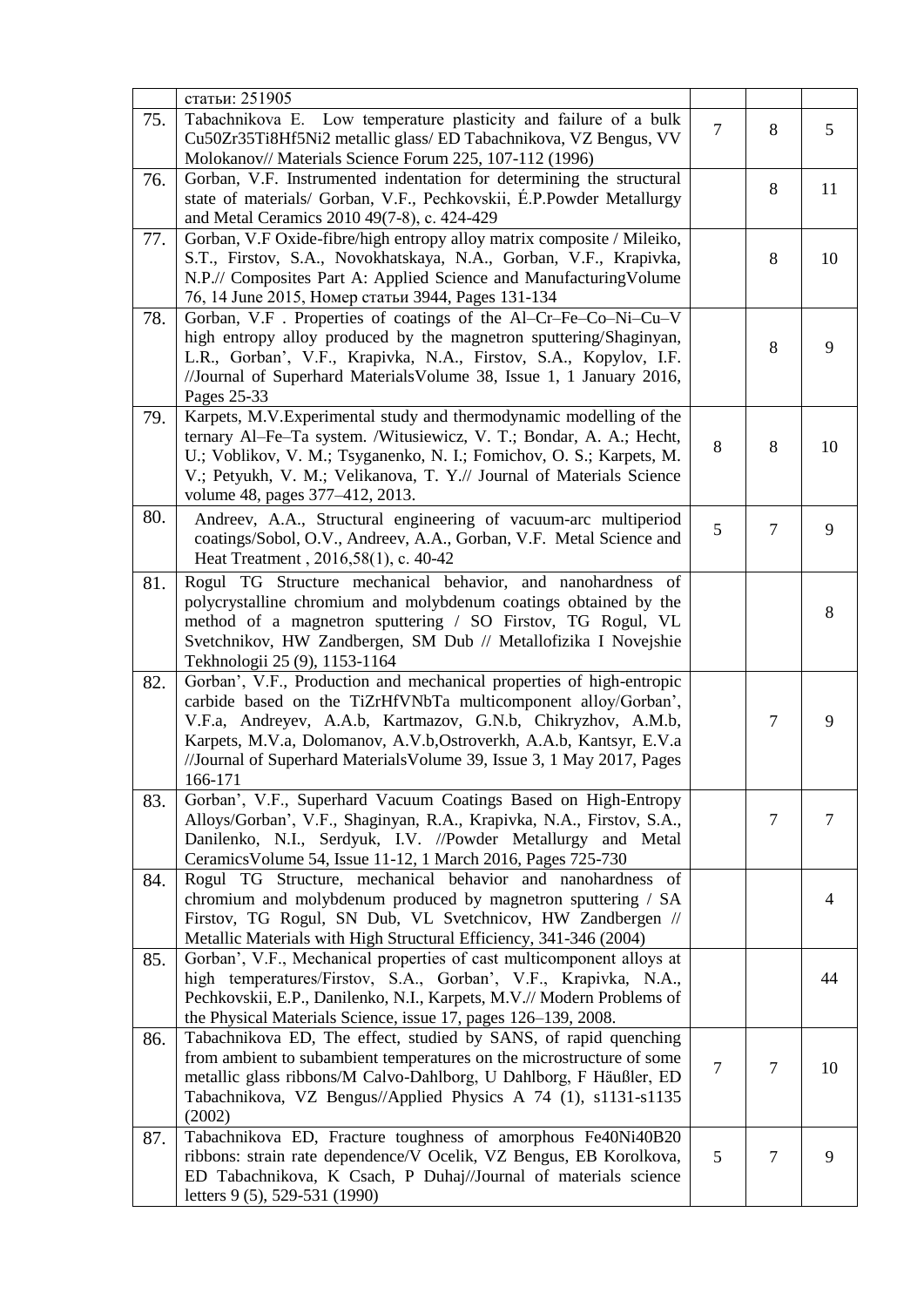| | | | | |
|---|---|---|---|---|
| | статьи: 251905 | | | |
| 75. | Tabachnikova E. Low temperature plasticity and failure of a bulk Cu50Zr35Ti8Hf5Ni2 metallic glass/ ED Tabachnikova, VZ Bengus, VV Molokanov// Materials Science Forum 225, 107-112 (1996) | 7 | 8 | 5 |
| 76. | Gorban, V.F. Instrumented indentation for determining the structural state of materials/ Gorban, V.F., Pechkovskii, É.P.Powder Metallurgy and Metal Ceramics 2010 49(7-8), с. 424-429 | | 8 | 11 |
| 77. | Gorban, V.F Oxide-fibre/high entropy alloy matrix composite / Mileiko, S.T., Firstov, S.A., Novokhatskaya, N.A., Gorban, V.F., Krapivka, N.P.// Composites Part A: Applied Science and ManufacturingVolume 76, 14 June 2015, Номер статьи 3944, Pages 131-134 | | 8 | 10 |
| 78. | Gorban, V.F . Properties of coatings of the Al–Cr–Fe–Co–Ni–Cu–V high entropy alloy produced by the magnetron sputtering/Shaginyan, L.R., Gorban', V.F., Krapivka, N.A., Firstov, S.A., Kopylov, I.F. //Journal of Superhard MaterialsVolume 38, Issue 1, 1 January 2016, Pages 25-33 | | 8 | 9 |
| 79. | Karpets, M.V.Experimental study and thermodynamic modelling of the ternary Al–Fe–Ta system. /Witusiewicz, V. T.; Bondar, A. A.; Hecht, U.; Voblikov, V. M.; Tsyganenko, N. I.; Fomichov, O. S.; Karpets, M. V.; Petyukh, V. M.; Velikanova, T. Y.// Journal of Materials Science volume 48, pages 377–412, 2013. | 8 | 8 | 10 |
| 80. | Andreev, A.A., Structural engineering of vacuum-arc multiperiod coatings/Sobol, O.V., Andreev, A.A., Gorban, V.F. Metal Science and Heat Treatment , 2016,58(1), с. 40-42 | 5 | 7 | 9 |
| 81. | Rogul TG Structure mechanical behavior, and nanohardness of polycrystalline chromium and molybdenum coatings obtained by the method of a magnetron sputtering / SO Firstov, TG Rogul, VL Svetchnikov, HW Zandbergen, SM Dub // Metallofizika I Novejshie Tekhnologii 25 (9), 1153-1164 | | | 8 |
| 82. | Gorban', V.F., Production and mechanical properties of high-entropic carbide based on the TiZrHfVNbTa multicomponent alloy/Gorban', V.F.a, Andreyev, A.A.b, Kartmazov, G.N.b, Chikryzhov, A.M.b, Karpets, M.V.a, Dolomanov, A.V.b,Ostroverkh, A.A.b, Kantsyr, E.V.a //Journal of Superhard MaterialsVolume 39, Issue 3, 1 May 2017, Pages 166-171 | | 7 | 9 |
| 83. | Gorban', V.F., Superhard Vacuum Coatings Based on High-Entropy Alloys/Gorban', V.F., Shaginyan, R.A., Krapivka, N.A., Firstov, S.A., Danilenko, N.I., Serdyuk, I.V. //Powder Metallurgy and Metal CeramicsVolume 54, Issue 11-12, 1 March 2016, Pages 725-730 | | 7 | 7 |
| 84. | Rogul TG Structure, mechanical behavior and nanohardness of chromium and molybdenum produced by magnetron sputtering / SA Firstov, TG Rogul, SN Dub, VL Svetchnicov, HW Zandbergen // Metallic Materials with High Structural Efficiency, 341-346 (2004) | | | 4 |
| 85. | Gorban', V.F., Mechanical properties of cast multicomponent alloys at high temperatures/Firstov, S.A., Gorban', V.F., Krapivka, N.A., Pechkovskii, E.P., Danilenko, N.I., Karpets, M.V.// Modern Problems of the Physical Materials Science, issue 17, pages 126–139, 2008. | | | 44 |
| 86. | Tabachnikova ED, The effect, studied by SANS, of rapid quenching from ambient to subambient temperatures on the microstructure of some metallic glass ribbons/M Calvo-Dahlborg, U Dahlborg, F Häußler, ED Tabachnikova, VZ Bengus//Applied Physics A 74 (1), s1131-s1135 (2002) | 7 | 7 | 10 |
| 87. | Tabachnikova ED, Fracture toughness of amorphous Fe40Ni40B20 ribbons: strain rate dependence/V Ocelik, VZ Bengus, EB Korolkova, ED Tabachnikova, K Csach, P Duhaj//Journal of materials science letters 9 (5), 529-531 (1990) | 5 | 7 | 9 |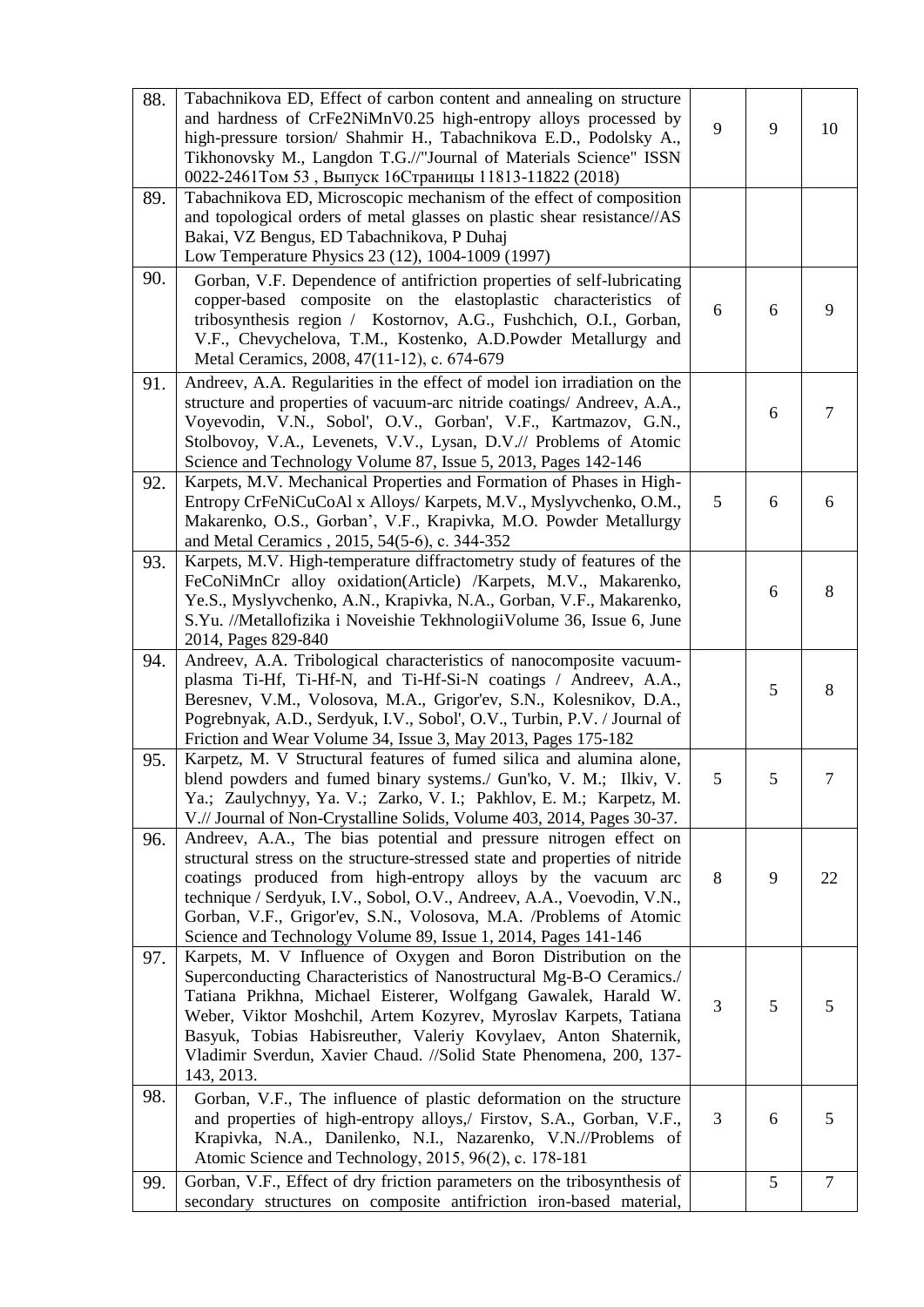| | | | | |
|---|---|---|---|---|
| 88. | Tabachnikova ED, Effect of carbon content and annealing on structure and hardness of CrFe2NiMnV0.25 high-entropy alloys processed by high-pressure torsion/ Shahmir H., Tabachnikova E.D., Podolsky A., Tikhonovsky M., Langdon T.G.//"Journal of Materials Science" ISSN 0022-2461Том 53 , Выпуск 16Страницы 11813-11822 (2018) | 9 | 9 | 10 |
| 89. | Tabachnikova ED, Microscopic mechanism of the effect of composition and topological orders of metal glasses on plastic shear resistance//AS Bakai, VZ Bengus, ED Tabachnikova, P Duhaj Low Temperature Physics 23 (12), 1004-1009 (1997) | | | |
| 90. | Gorban, V.F. Dependence of antifriction properties of self-lubricating copper-based composite on the elastoplastic characteristics of tribosynthesis region / Kostornov, A.G., Fushchich, O.I., Gorban, V.F., Chevychelova, T.M., Kostenko, A.D.Powder Metallurgy and Metal Ceramics, 2008, 47(11-12), c. 674-679 | 6 | 6 | 9 |
| 91. | Andreev, A.A. Regularities in the effect of model ion irradiation on the structure and properties of vacuum-arc nitride coatings/ Andreev, A.A., Voyevodin, V.N., Sobol', O.V., Gorban', V.F., Kartmazov, G.N., Stolbovoy, V.A., Levenets, V.V., Lysan, D.V.// Problems of Atomic Science and Technology Volume 87, Issue 5, 2013, Pages 142-146 | | 6 | 7 |
| 92. | Karpets, M.V. Mechanical Properties and Formation of Phases in High-Entropy CrFeNiCuCoAl x Alloys/ Karpets, M.V., Myslyvchenko, O.M., Makarenko, O.S., Gorban', V.F., Krapivka, M.O. Powder Metallurgy and Metal Ceramics , 2015, 54(5-6), c. 344-352 | 5 | 6 | 6 |
| 93. | Karpets, M.V. High-temperature diffractometry study of features of the FeCoNiMnCr alloy oxidation(Article) /Karpets, M.V., Makarenko, Ye.S., Myslyvchenko, A.N., Krapivka, N.A., Gorban, V.F., Makarenko, S.Yu. //Metallofizika i Noveishie TekhnologiiVolume 36, Issue 6, June 2014, Pages 829-840 | | 6 | 8 |
| 94. | Andreev, A.A. Tribological characteristics of nanocomposite vacuum-plasma Ti-Hf, Ti-Hf-N, and Ti-Hf-Si-N coatings / Andreev, A.A., Beresnev, V.M., Volosova, M.A., Grigor'ev, S.N., Kolesnikov, D.A., Pogrebnyak, A.D., Serdyuk, I.V., Sobol', O.V., Turbin, P.V. / Journal of Friction and Wear Volume 34, Issue 3, May 2013, Pages 175-182 | | 5 | 8 |
| 95. | Karpetz, M. V Structural features of fumed silica and alumina alone, blend powders and fumed binary systems./ Gun'ko, V. M.; Ilkiv, V. Ya.; Zaulychnyy, Ya. V.; Zarko, V. I.; Pakhlov, E. M.; Karpetz, M. V.// Journal of Non-Crystalline Solids, Volume 403, 2014, Pages 30-37. | 5 | 5 | 7 |
| 96. | Andreev, A.A., The bias potential and pressure nitrogen effect on structural stress on the structure-stressed state and properties of nitride coatings produced from high-entropy alloys by the vacuum arc technique / Serdyuk, I.V., Sobol, O.V., Andreev, A.A., Voevodin, V.N., Gorban, V.F., Grigor'ev, S.N., Volosova, M.A. /Problems of Atomic Science and Technology Volume 89, Issue 1, 2014, Pages 141-146 | 8 | 9 | 22 |
| 97. | Karpets, M. V Influence of Oxygen and Boron Distribution on the Superconducting Characteristics of Nanostructural Mg-B-O Ceramics./ Tatiana Prikhna, Michael Eisterer, Wolfgang Gawalek, Harald W. Weber, Viktor Moshchil, Artem Kozyrev, Myroslav Karpets, Tatiana Basyuk, Tobias Habisreuther, Valeriy Kovylaev, Anton Shaternik, Vladimir Sverdun, Xavier Chaud. //Solid State Phenomena, 200, 137-143, 2013. | 3 | 5 | 5 |
| 98. | Gorban, V.F., The influence of plastic deformation on the structure and properties of high-entropy alloys,/ Firstov, S.A., Gorban, V.F., Krapivka, N.A., Danilenko, N.I., Nazarenko, V.N.//Problems of Atomic Science and Technology, 2015, 96(2), c. 178-181 | 3 | 6 | 5 |
| 99. | Gorban, V.F., Effect of dry friction parameters on the tribosynthesis of secondary structures on composite antifriction iron-based material, | | 5 | 7 |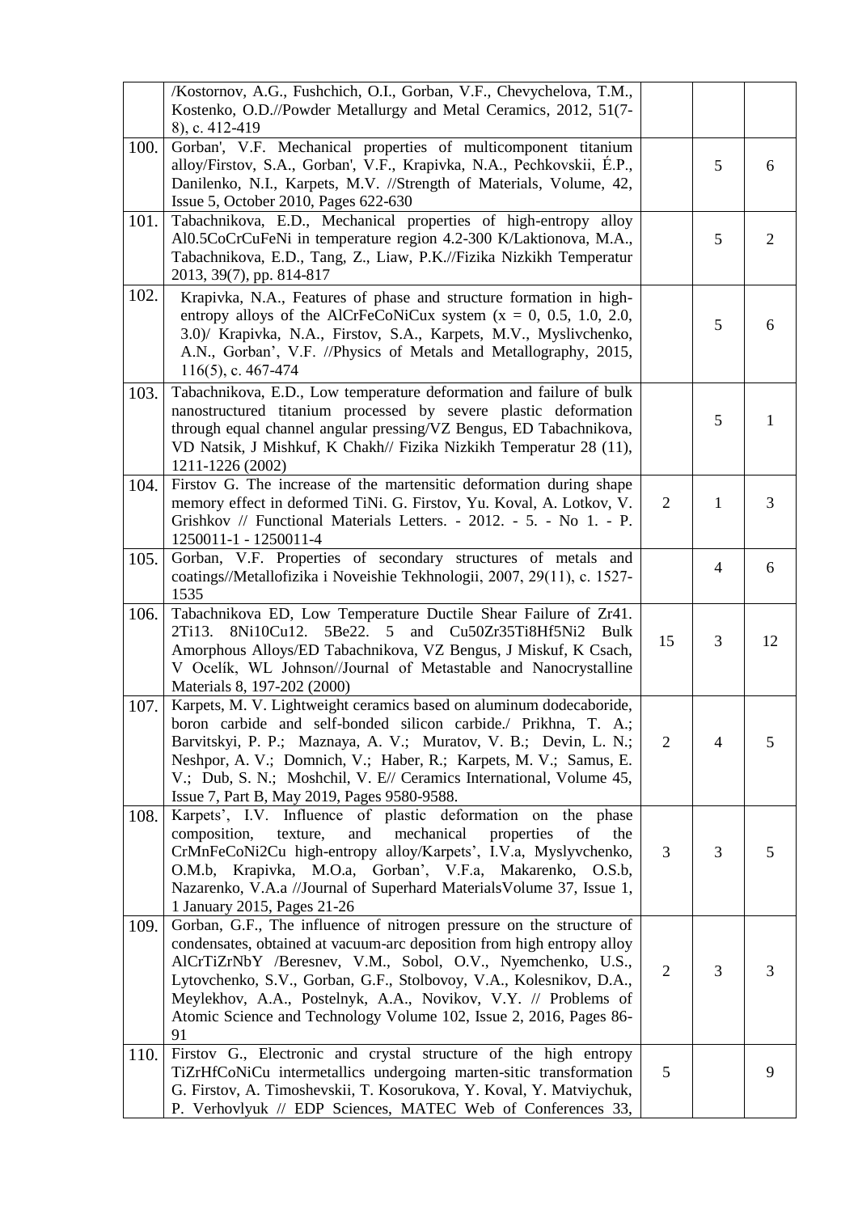| | | | | |
|---|---|---|---|---|
| | /Kostornov, A.G., Fushchich, O.I., Gorban, V.F., Chevychelova, T.M., Kostenko, O.D.//Powder Metallurgy and Metal Ceramics, 2012, 51(7-8), c. 412-419 | | | |
| 100. | Gorban', V.F. Mechanical properties of multicomponent titanium alloy/Firstov, S.A., Gorban', V.F., Krapivka, N.A., Pechkovskii, É.P., Danilenko, N.I., Karpets, M.V. //Strength of Materials, Volume, 42, Issue 5, October 2010, Pages 622-630 | | 5 | 6 |
| 101. | Tabachnikova, E.D., Mechanical properties of high-entropy alloy Al0.5CoCrCuFeNi in temperature region 4.2-300 K/Laktionova, M.A., Tabachnikova, E.D., Tang, Z., Liaw, P.K.//Fizika Nizkikh Temperatur 2013, 39(7), pp. 814-817 | | 5 | 2 |
| 102. | Krapivka, N.A., Features of phase and structure formation in high-entropy alloys of the AlCrFeCoNiCux system (x = 0, 0.5, 1.0, 2.0, 3.0)/ Krapivka, N.A., Firstov, S.A., Karpets, M.V., Myslivchenko, A.N., Gorban', V.F. //Physics of Metals and Metallography, 2015, 116(5), c. 467-474 | | 5 | 6 |
| 103. | Tabachnikova, E.D., Low temperature deformation and failure of bulk nanostructured titanium processed by severe plastic deformation through equal channel angular pressing/VZ Bengus, ED Tabachnikova, VD Natsik, J Mishkuf, K Chakh// Fizika Nizkikh Temperatur 28 (11), 1211-1226 (2002) | | 5 | 1 |
| 104. | Firstov G. The increase of the martensitic deformation during shape memory effect in deformed TiNi. G. Firstov, Yu. Koval, A. Lotkov, V. Grishkov // Functional Materials Letters. - 2012. - 5. - No 1. - P. 1250011-1 - 1250011-4 | 2 | 1 | 3 |
| 105. | Gorban, V.F. Properties of secondary structures of metals and coatings//Metallofizika i Noveishie Tekhnologii, 2007, 29(11), c. 1527-1535 | | 4 | 6 |
| 106. | Tabachnikova ED, Low Temperature Ductile Shear Failure of Zr41. 2Ti13. 8Ni10Cu12. 5Be22. 5 and Cu50Zr35Ti8Hf5Ni2 Bulk Amorphous Alloys/ED Tabachnikova, VZ Bengus, J Miskuf, K Csach, V Ocelík, WL Johnson//Journal of Metastable and Nanocrystalline Materials 8, 197-202 (2000) | 15 | 3 | 12 |
| 107. | Karpets, M. V. Lightweight ceramics based on aluminum dodecaboride, boron carbide and self-bonded silicon carbide./ Prikhna, T. A.; Barvitskyi, P. P.; Maznaya, A. V.; Muratov, V. B.; Devin, L. N.; Neshpor, A. V.; Domnich, V.; Haber, R.; Karpets, M. V.; Samus, E. V.; Dub, S. N.; Moshchil, V. E// Ceramics International, Volume 45, Issue 7, Part B, May 2019, Pages 9580-9588. | 2 | 4 | 5 |
| 108. | Karpets', I.V. Influence of plastic deformation on the phase composition, texture, and mechanical properties of the CrMnFeCoNi2Cu high-entropy alloy/Karpets', I.V.a, Myslyvchenko, O.M.b, Krapivka, M.O.a, Gorban', V.F.a, Makarenko, O.S.b, Nazarenko, V.A.a //Journal of Superhard MaterialsVolume 37, Issue 1, 1 January 2015, Pages 21-26 | 3 | 3 | 5 |
| 109. | Gorban, G.F., The influence of nitrogen pressure on the structure of condensates, obtained at vacuum-arc deposition from high entropy alloy AlCrTiZrNbY /Beresnev, V.M., Sobol, O.V., Nyemchenko, U.S., Lytovchenko, S.V., Gorban, G.F., Stolbovoy, V.A., Kolesnikov, D.A., Meylekhov, A.A., Postelnyk, A.A., Novikov, V.Y. // Problems of Atomic Science and Technology Volume 102, Issue 2, 2016, Pages 86-91 | 2 | 3 | 3 |
| 110. | Firstov G., Electronic and crystal structure of the high entropy TiZrHfCoNiCu intermetallics undergoing marten-sitic transformation G. Firstov, A. Timoshevskii, T. Kosorukova, Y. Koval, Y. Matviychuk, P. Verhovlyuk // EDP Sciences, MATEC Web of Conferences 33, | 5 | | 9 |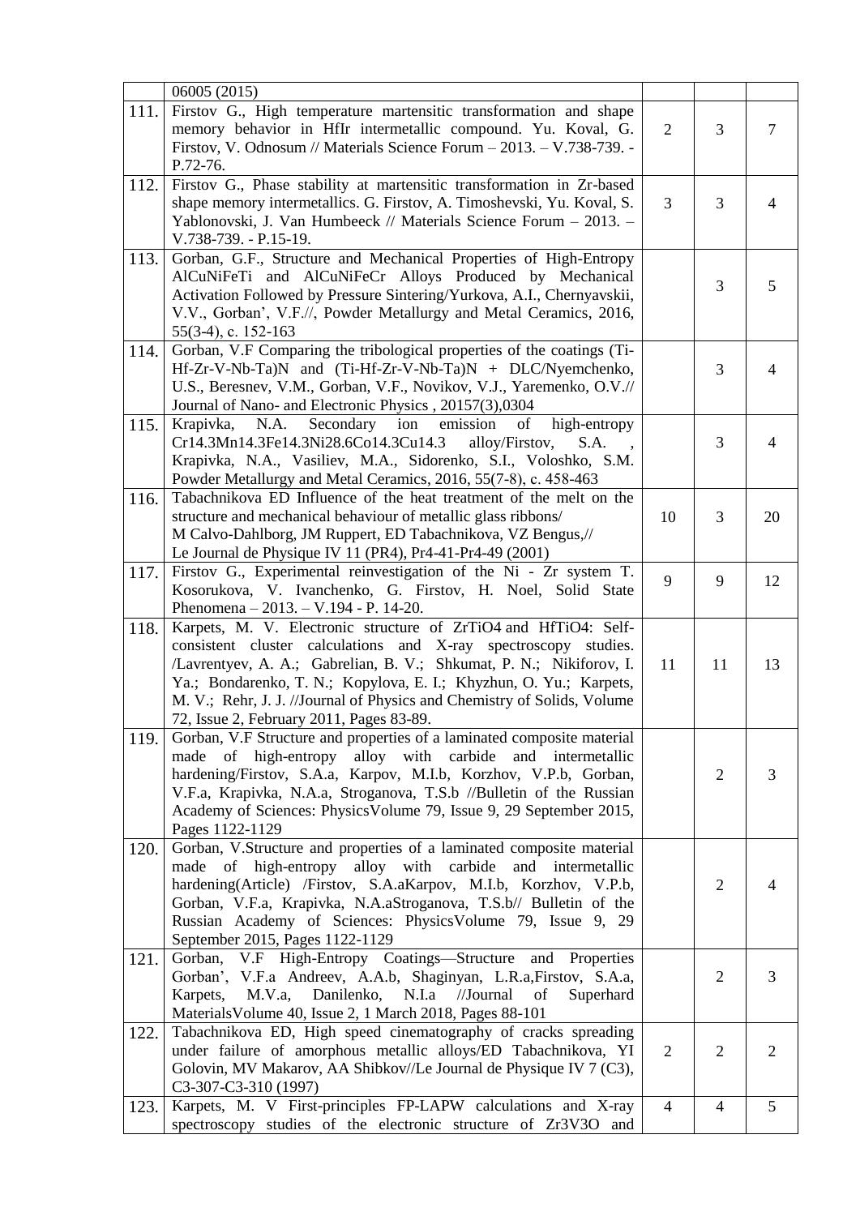| | | | | |
|---|---|---|---|---|
| | 06005 (2015) | | | |
| 111. | Firstov G., High temperature martensitic transformation and shape memory behavior in HfIr intermetallic compound. Yu. Koval, G. Firstov, V. Odnosum // Materials Science Forum – 2013. – V.738-739. - P.72-76. | 2 | 3 | 7 |
| 112. | Firstov G., Phase stability at martensitic transformation in Zr-based shape memory intermetallics. G. Firstov, A. Timoshevski, Yu. Koval, S. Yablonovski, J. Van Humbeeck // Materials Science Forum – 2013. – V.738-739. - P.15-19. | 3 | 3 | 4 |
| 113. | Gorban, G.F., Structure and Mechanical Properties of High-Entropy AlCuNiFeTi and AlCuNiFeCr Alloys Produced by Mechanical Activation Followed by Pressure Sintering/Yurkova, A.I., Chernyavskii, V.V., Gorban', V.F.//, Powder Metallurgy and Metal Ceramics, 2016, 55(3-4), c. 152-163 | | 3 | 5 |
| 114. | Gorban, V.F Comparing the tribological properties of the coatings (Ti-Hf-Zr-V-Nb-Ta)N and (Ti-Hf-Zr-V-Nb-Ta)N + DLC/Nyemchenko, U.S., Beresnev, V.M., Gorban, V.F., Novikov, V.J., Yaremenko, O.V.// Journal of Nano- and Electronic Physics , 20157(3),0304 | | 3 | 4 |
| 115. | Krapivka, N.A. Secondary ion emission of high-entropy Cr14.3Mn14.3Fe14.3Ni28.6Co14.3Cu14.3 alloy/Firstov, S.A. , Krapivka, N.A., Vasiliev, M.A., Sidorenko, S.I., Voloshko, S.M. Powder Metallurgy and Metal Ceramics, 2016, 55(7-8), c. 458-463 | | 3 | 4 |
| 116. | Tabachnikova ED Influence of the heat treatment of the melt on the structure and mechanical behaviour of metallic glass ribbons/ M Calvo-Dahlborg, JM Ruppert, ED Tabachnikova, VZ Bengus,// Le Journal de Physique IV 11 (PR4), Pr4-41-Pr4-49 (2001) | 10 | 3 | 20 |
| 117. | Firstov G., Experimental reinvestigation of the Ni - Zr system T. Kosorukova, V. Ivanchenko, G. Firstov, H. Noel, Solid State Phenomena – 2013. – V.194 - P. 14-20. | 9 | 9 | 12 |
| 118. | Karpets, M. V. Electronic structure of ZrTiO4 and HfTiO4: Self-consistent cluster calculations and X-ray spectroscopy studies. /Lavrentyev, A. A.; Gabrelian, B. V.; Shkumat, P. N.; Nikiforov, I. Ya.; Bondarenko, T. N.; Kopylova, E. I.; Khyzhun, O. Yu.; Karpets, M. V.; Rehr, J. J. //Journal of Physics and Chemistry of Solids, Volume 72, Issue 2, February 2011, Pages 83-89. | 11 | 11 | 13 |
| 119. | Gorban, V.F Structure and properties of a laminated composite material made of high-entropy alloy with carbide and intermetallic hardening/Firstov, S.A.a, Karpov, M.I.b, Korzhov, V.P.b, Gorban, V.F.a, Krapivka, N.A.a, Stroganova, T.S.b //Bulletin of the Russian Academy of Sciences: PhysicsVolume 79, Issue 9, 29 September 2015, Pages 1122-1129 | | 2 | 3 |
| 120. | Gorban, V.Structure and properties of a laminated composite material made of high-entropy alloy with carbide and intermetallic hardening(Article) /Firstov, S.A.aKarpov, M.I.b, Korzhov, V.P.b, Gorban, V.F.a, Krapivka, N.A.aStroganova, T.S.b// Bulletin of the Russian Academy of Sciences: PhysicsVolume 79, Issue 9, 29 September 2015, Pages 1122-1129 | | 2 | 4 |
| 121. | Gorban, V.F High-Entropy Coatings—Structure and Properties Gorban', V.F.a Andreev, A.A.b, Shaginyan, L.R.a,Firstov, S.A.a, Karpets, M.V.a, Danilenko, N.I.a //Journal of Superhard MaterialsVolume 40, Issue 2, 1 March 2018, Pages 88-101 | | 2 | 3 |
| 122. | Tabachnikova ED, High speed cinematography of cracks spreading under failure of amorphous metallic alloys/ED Tabachnikova, YI Golovin, MV Makarov, AA Shibkov//Le Journal de Physique IV 7 (C3), C3-307-C3-310 (1997) | 2 | 2 | 2 |
| 123. | Karpets, M. V First-principles FP-LAPW calculations and X-ray spectroscopy studies of the electronic structure of Zr3V3O and | 4 | 4 | 5 |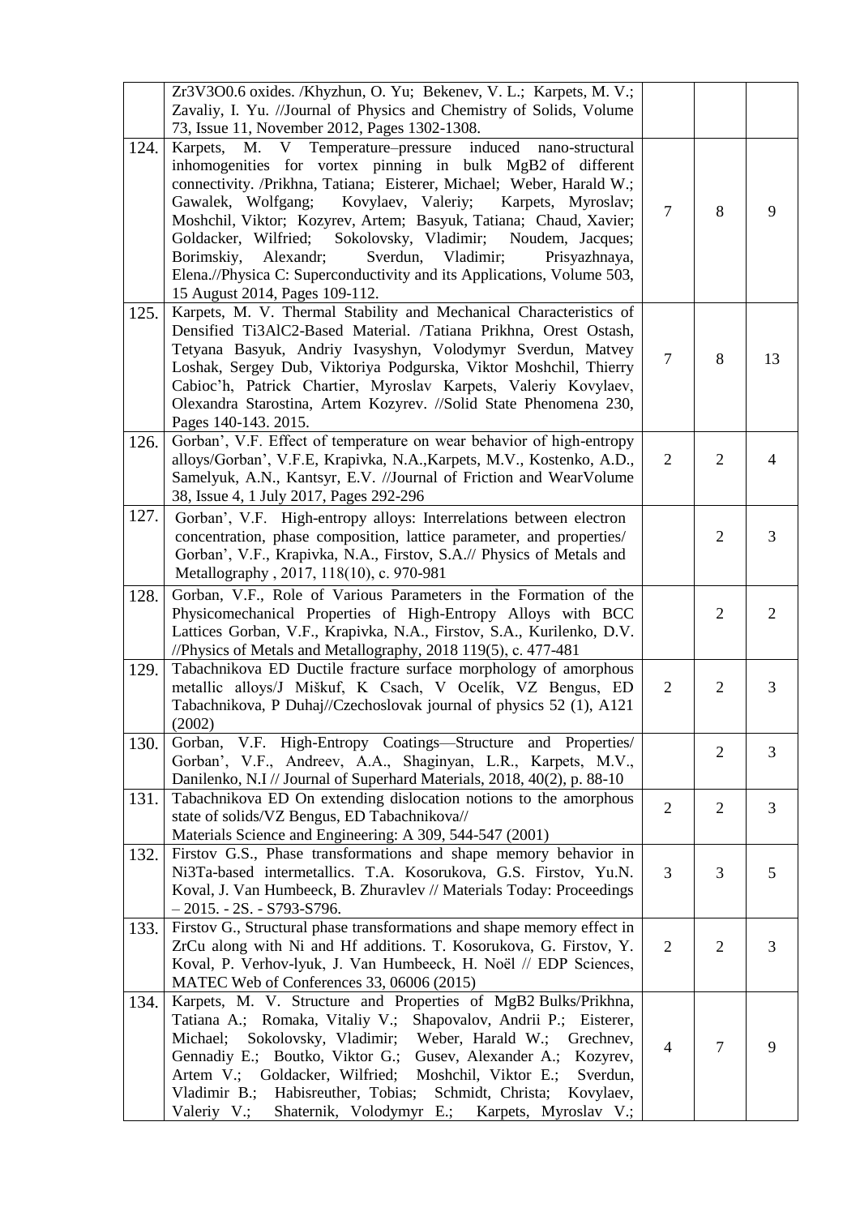| | | | | |
|---|---|---|---|---|
| | $Zr_3V_3O_{0.6}$ oxides. /Khyzhun, O. Yu; Bekenev, V. L.; Karpets, M. V.; Zavaliy, I. Yu. //Journal of Physics and Chemistry of Solids, Volume 73, Issue 11, November 2012, Pages 1302-1308. | | | |
| 124. | Karpets, M. V Temperature–pressure induced nano-structural inhomogenities for vortex pinning in bulk $MgB_2$ of different connectivity. /Prikhna, Tatiana; Eisterer, Michael; Weber, Harald W.; Gawalek, Wolfgang; Kovylaev, Valeriy; Karpets, Myroslav; Moshchil, Viktor; Kozyrev, Artem; Basyuk, Tatiana; Chaud, Xavier; Goldacker, Wilfried; Sokolovsky, Vladimir; Noudem, Jacques; Borimskiy, Alexandr; Sverdun, Vladimir; Prisyazhnaya, Elena.//Physica C: Superconductivity and its Applications, Volume 503, 15 August 2014, Pages 109-112. | 7 | 8 | 9 |
| 125. | Karpets, M. V. Thermal Stability and Mechanical Characteristics of Densified $Ti_3AlC_2$-Based Material. /Tatiana Prikhna, Orest Ostash, Tetyana Basyuk, Andriy Ivasyshyn, Volodymyr Sverdun, Matvey Loshak, Sergey Dub, Viktoriya Podgurska, Viktor Moshchil, Thierry Cabioc'h, Patrick Chartier, Myroslav Karpets, Valeriy Kovylaev, Olexandra Starostina, Artem Kozyrev. //Solid State Phenomena 230, Pages 140-143. 2015. | 7 | 8 | 13 |
| 126. | Gorban', V.F. Effect of temperature on wear behavior of high-entropy alloys/Gorban', V.F.E, Krapivka, N.A.,Karpets, M.V., Kostenko, A.D., Samelyuk, A.N., Kantsyr, E.V. //Journal of Friction and WearVolume 38, Issue 4, 1 July 2017, Pages 292-296 | 2 | 2 | 4 |
| 127. | Gorban', V.F. High-entropy alloys: Interrelations between electron concentration, phase composition, lattice parameter, and properties/ Gorban', V.F., Krapivka, N.A., Firstov, S.A.// Physics of Metals and Metallography , 2017, 118(10), c. 970-981 | | 2 | 3 |
| 128. | Gorban, V.F., Role of Various Parameters in the Formation of the Physicomechanical Properties of High-Entropy Alloys with BCC Lattices Gorban, V.F., Krapivka, N.A., Firstov, S.A., Kurilenko, D.V. //Physics of Metals and Metallography, 2018 119(5), c. 477-481 | | 2 | 2 |
| 129. | Tabachnikova ED Ductile fracture surface morphology of amorphous metallic alloys/J Miškuf, K Csach, V Ocelík, VZ Bengus, ED Tabachnikova, P Duhaj//Czechoslovak journal of physics 52 (1), A121 (2002) | 2 | 2 | 3 |
| 130. | Gorban, V.F. High-Entropy Coatings—Structure and Properties/ Gorban', V.F., Andreev, A.A., Shaginyan, L.R., Karpets, M.V., Danilenko, N.I // Journal of Superhard Materials, 2018, 40(2), p. 88-10 | | 2 | 3 |
| 131. | Tabachnikova ED On extending dislocation notions to the amorphous state of solids/VZ Bengus, ED Tabachnikova// Materials Science and Engineering: A 309, 544-547 (2001) | 2 | 2 | 3 |
| 132. | Firstov G.S., Phase transformations and shape memory behavior in $Ni_3Ta$-based intermetallics. T.A. Kosorukova, G.S. Firstov, Yu.N. Koval, J. Van Humbeeck, B. Zhuravlev // Materials Today: Proceedings – 2015. - 2S. - S793-S796. | 3 | 3 | 5 |
| 133. | Firstov G., Structural phase transformations and shape memory effect in ZrCu along with Ni and Hf additions. T. Kosorukova, G. Firstov, Y. Koval, P. Verhov-lyuk, J. Van Humbeeck, H. Noël // EDP Sciences, MATEC Web of Conferences 33, 06006 (2015) | 2 | 2 | 3 |
| 134. | Karpets, M. V. Structure and Properties of $MgB_2$ Bulks/Prikhna, Tatiana A.; Romaka, Vitaliy V.; Shapovalov, Andrii P.; Eisterer, Michael; Sokolovsky, Vladimir; Weber, Harald W.; Grechnev, Gennadiy E.; Boutko, Viktor G.; Gusev, Alexander A.; Kozyrev, Artem V.; Goldacker, Wilfried; Moshchil, Viktor E.; Sverdun, Vladimir B.; Habisreuther, Tobias; Schmidt, Christa; Kovylaev, Valeriy V.; Shaternik, Volodymyr E.; Karpets, Myroslav V.; | 4 | 7 | 9 |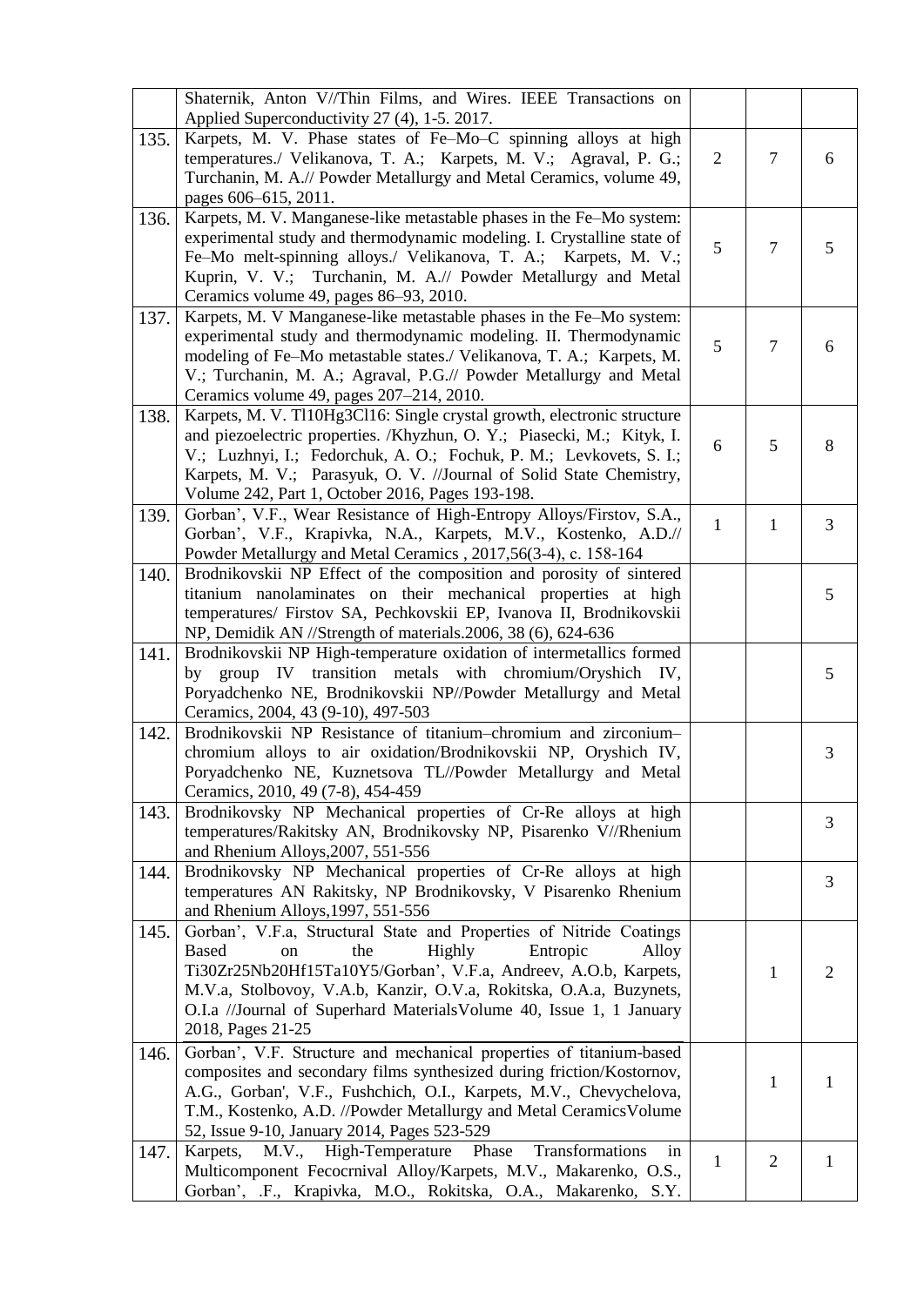| | | | | |
|---|---|---|---|---|
| | Shaternik, Anton V//Thin Films, and Wires. IEEE Transactions on Applied Superconductivity 27 (4), 1-5. 2017. | | | |
| 135. | Karpets, M. V. Phase states of Fe–Mo–C spinning alloys at high temperatures./ Velikanova, T. A.; Karpets, M. V.; Agraval, P. G.; Turchanin, M. A.// Powder Metallurgy and Metal Ceramics, volume 49, pages 606–615, 2011. | 2 | 7 | 6 |
| 136. | Karpets, M. V. Manganese-like metastable phases in the Fe–Mo system: experimental study and thermodynamic modeling. I. Crystalline state of Fe–Mo melt-spinning alloys./ Velikanova, T. A.; Karpets, M. V.; Kuprin, V. V.; Turchanin, M. A.// Powder Metallurgy and Metal Ceramics volume 49, pages 86–93, 2010. | 5 | 7 | 5 |
| 137. | Karpets, M. V Manganese-like metastable phases in the Fe–Mo system: experimental study and thermodynamic modeling. II. Thermodynamic modeling of Fe–Mo metastable states./ Velikanova, T. A.; Karpets, M. V.; Turchanin, M. A.; Agraval, P.G.// Powder Metallurgy and Metal Ceramics volume 49, pages 207–214, 2010. | 5 | 7 | 6 |
| 138. | Karpets, M. V. Tl10Hg3Cl16: Single crystal growth, electronic structure and piezoelectric properties. /Khyzhun, O. Y.; Piasecki, M.; Kityk, I. V.; Luzhnyi, I.; Fedorchuk, A. O.; Fochuk, P. M.; Levkovets, S. I.; Karpets, M. V.; Parasyuk, O. V. //Journal of Solid State Chemistry, Volume 242, Part 1, October 2016, Pages 193-198. | 6 | 5 | 8 |
| 139. | Gorban', V.F., Wear Resistance of High-Entropy Alloys/Firstov, S.A., Gorban', V.F., Krapivka, N.A., Karpets, M.V., Kostenko, A.D.// Powder Metallurgy and Metal Ceramics , 2017,56(3-4), с. 158-164 | 1 | 1 | 3 |
| 140. | Brodnikovskii NP Effect of the composition and porosity of sintered titanium nanolaminates on their mechanical properties at high temperatures/ Firstov SA, Pechkovskii EP, Ivanova II, Brodnikovskii NP, Demidik AN //Strength of materials.2006, 38 (6), 624-636 | | | 5 |
| 141. | Brodnikovskii NP High-temperature oxidation of intermetallics formed by group IV transition metals with chromium/Oryshich IV, Poryadchenko NE, Brodnikovskii NP//Powder Metallurgy and Metal Ceramics, 2004, 43 (9-10), 497-503 | | | 5 |
| 142. | Brodnikovskii NP Resistance of titanium–chromium and zirconium–chromium alloys to air oxidation/Brodnikovskii NP, Oryshich IV, Poryadchenko NE, Kuznetsova TL//Powder Metallurgy and Metal Ceramics, 2010, 49 (7-8), 454-459 | | | 3 |
| 143. | Brodnikovsky NP Mechanical properties of Cr-Re alloys at high temperatures/Rakitsky AN, Brodnikovsky NP, Pisarenko V//Rhenium and Rhenium Alloys,2007, 551-556 | | | 3 |
| 144. | Brodnikovsky NP Mechanical properties of Cr-Re alloys at high temperatures AN Rakitsky, NP Brodnikovsky, V Pisarenko Rhenium and Rhenium Alloys,1997, 551-556 | | | 3 |
| 145. | Gorban', V.F.a, Structural State and Properties of Nitride Coatings Based on the Highly Entropic Alloy Ti30Zr25Nb20Hf15Ta10Y5/Gorban', V.F.a, Andreev, A.O.b, Karpets, M.V.a, Stolbovoy, V.A.b, Kanzir, O.V.a, Rokitska, O.A.a, Buzynets, O.I.a //Journal of Superhard MaterialsVolume 40, Issue 1, 1 January 2018, Pages 21-25 | | 1 | 2 |
| 146. | Gorban', V.F. Structure and mechanical properties of titanium-based composites and secondary films synthesized during friction/Kostornov, A.G., Gorban', V.F., Fushchich, O.I., Karpets, M.V., Chevychelova, T.M., Kostenko, A.D. //Powder Metallurgy and Metal CeramicsVolume 52, Issue 9-10, January 2014, Pages 523-529 | | 1 | 1 |
| 147. | Karpets, M.V., High-Temperature Phase Transformations in Multicomponent Fecocrnival Alloy/Karpets, M.V., Makarenko, O.S., Gorban', .F., Krapivka, M.O., Rokitska, O.A., Makarenko, S.Y. | 1 | 2 | 1 |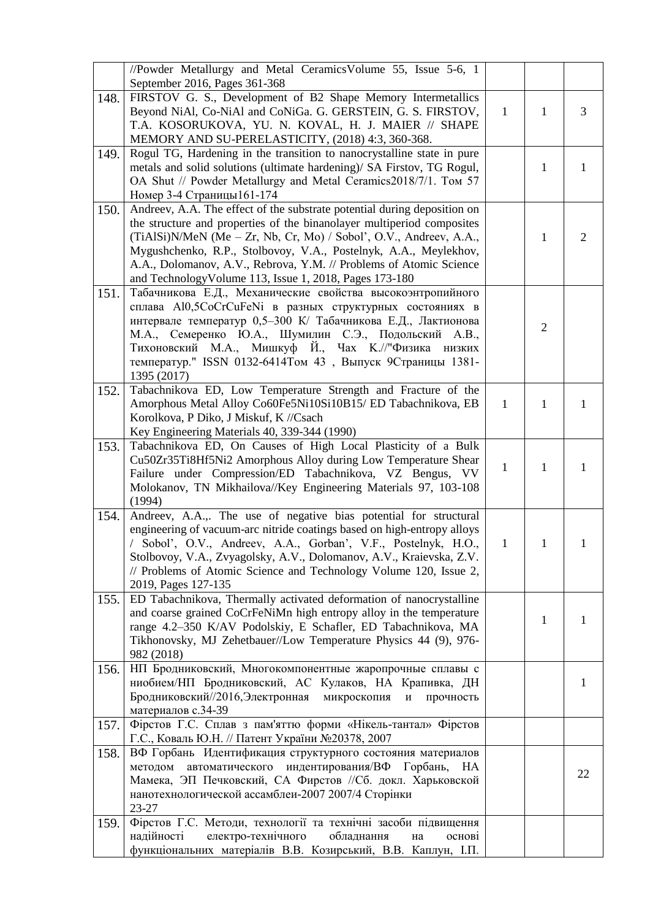| | | | | |
|---|---|---|---|---|
| | //Powder Metallurgy and Metal CeramicsVolume 55, Issue 5-6, 1 September 2016, Pages 361-368 | | | |
| 148. | FIRSTOV G. S., Development of B2 Shape Memory Intermetallics Beyond NiAl, Co-NiAl and CoNiGa. G. GERSTEIN, G. S. FIRSTOV, T.A. KOSORUKOVA, YU. N. KOVAL, H. J. MAIER // SHAPE MEMORY AND SU-PERELASTICITY, (2018) 4:3, 360-368. | 1 | 1 | 3 |
| 149. | Rogul TG, Hardening in the transition to nanocrystalline state in pure metals and solid solutions (ultimate hardening)/ SA Firstov, TG Rogul, OA Shut // Powder Metallurgy and Metal Ceramics2018/7/1. Том 57 Номер 3-4 Страницы161-174 | | 1 | 1 |
| 150. | Andreev, A.A. The effect of the substrate potential during deposition on the structure and properties of the binanolayer multiperiod composites (TiAlSi)N/MeN (Me – Zr, Nb, Cr, Mo) / Sobol', O.V., Andreev, A.A., Mygushchenko, R.P., Stolbovoy, V.A., Postelnyk, A.A., Meylekhov, A.A., Dolomanov, A.V., Rebrova, Y.M. // Problems of Atomic Science and TechnologyVolume 113, Issue 1, 2018, Pages 173-180 | | 1 | 2 |
| 151. | Табачникова Е.Д., Механические свойства высокоэнтропийного сплава Al0,5CoCrCuFeNi в разных структурных состояниях в интервале температур 0,5–300 К/ Табачникова Е.Д., Лактионова М.А., Семеренко Ю.А., Шумилин С.Э., Подольский А.В., Тихоновский М.А., Мишкуф Й., Чах К.//"Физика низких температур." ISSN 0132-6414Том 43 , Выпуск 9Страницы 1381-1395 (2017) | | 2 | |
| 152. | Tabachnikova ED, Low Temperature Strength and Fracture of the Amorphous Metal Alloy Co60Fe5Ni10Si10B15/ ED Tabachnikova, EB Korolkova, P Diko, J Miskuf, K //Csach<br>Key Engineering Materials 40, 339-344 (1990) | 1 | 1 | 1 |
| 153. | Tabachnikova ED, On Causes of High Local Plasticity of a Bulk Cu50Zr35Ti8Hf5Ni2 Amorphous Alloy during Low Temperature Shear Failure under Compression/ED Tabachnikova, VZ Bengus, VV Molokanov, TN Mikhailova//Key Engineering Materials 97, 103-108 (1994) | 1 | 1 | 1 |
| 154. | Andreev, A.A.,. The use of negative bias potential for structural engineering of vacuum-arc nitride coatings based on high-entropy alloys / Sobol', O.V., Andreev, A.A., Gorban', V.F., Postelnyk, H.O., Stolbovoy, V.A., Zvyagolsky, A.V., Dolomanov, A.V., Kraievska, Z.V. // Problems of Atomic Science and Technology Volume 120, Issue 2, 2019, Pages 127-135 | 1 | 1 | 1 |
| 155. | ED Tabachnikova, Thermally activated deformation of nanocrystalline and coarse grained CoCrFeNiMn high entropy alloy in the temperature range 4.2–350 K/AV Podolskiy, E Schafler, ED Tabachnikova, MA Tikhonovsky, MJ Zehetbauer//Low Temperature Physics 44 (9), 976-982 (2018) | | 1 | 1 |
| 156. | НП Бродниковский, Многокомпонентные жаропрочные сплавы с ниобием/НП Бродниковский, АС Кулаков, НА Крапивка, ДН Бродниковский//2016,Электронная микроскопия и прочность материалов с.34-39 | | | 1 |
| 157. | Фірстов Г.С. Сплав з пам'яттю форми «Нікель-тантал» Фірстов Г.С., Коваль Ю.Н. // Патент України №20378, 2007 | | | |
| 158. | ВФ Горбань Идентификация структурного состояния материалов методом автоматического индентирования/ВФ Горбань, НА Мамека, ЭП Печковский, СА Фирстов //Сб. докл. Харьковской нанотехнологической ассамблеи-2007 2007/4 Сторінки<br>23-27 | | | 22 |
| 159. | Фірстов Г.С. Методи, технології та технічні засоби підвищення надійності електро-технічного обладнання на основі функціональних матеріалів В.В. Козирський, В.В. Каплун, І.П. | | | |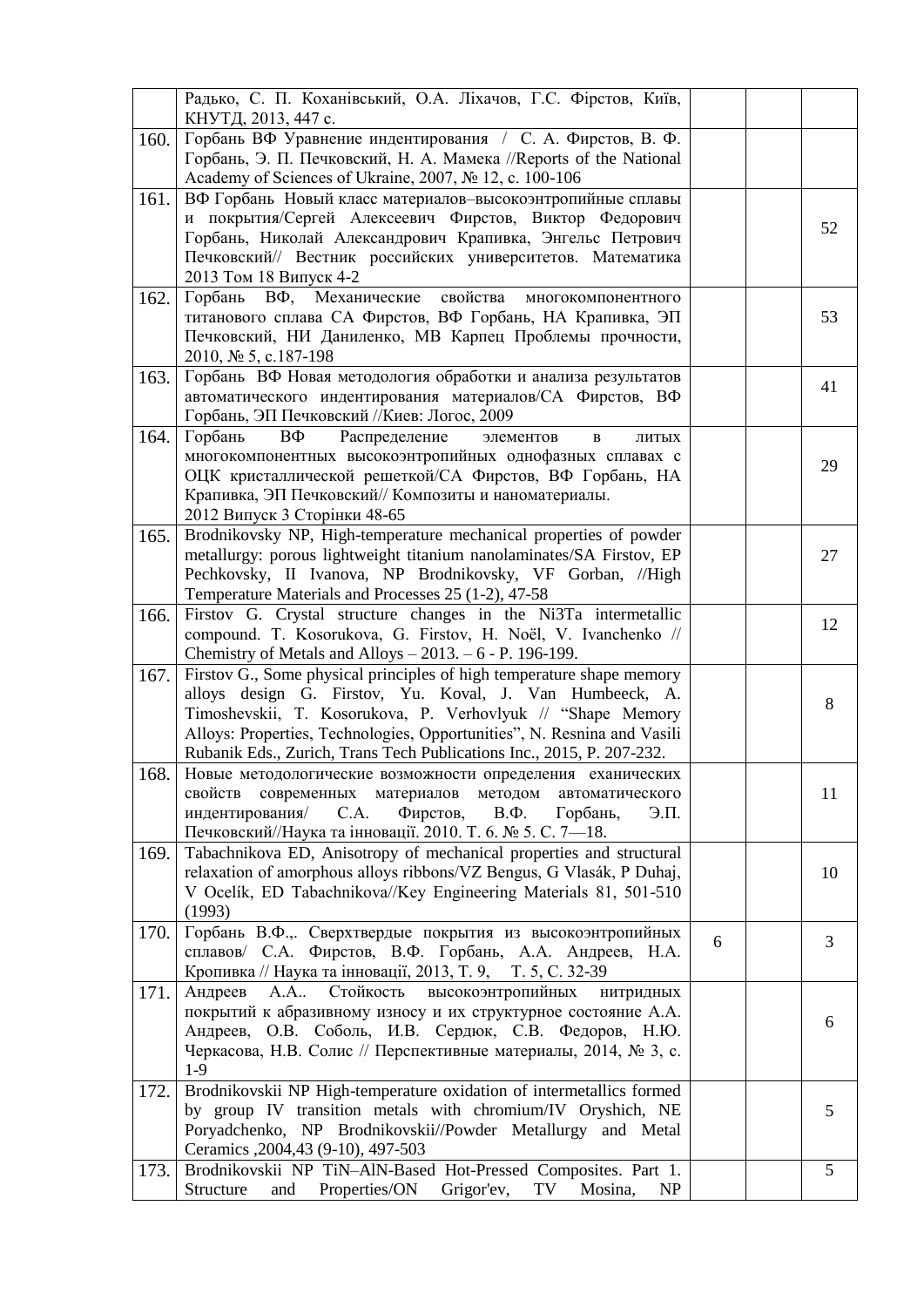|  |  |  |  |  |
|---|---|---|---|---|
|  | Радько, С. П. Коханівський, О.А. Ліхачов, Г.С. Фірстов, Київ, КНУТД, 2013, 447 с. |  |  |  |
| 160. | Горбань ВФ Уравнение индентирования / С. А. Фирстов, В. Ф. Горбань, Э. П. Печковский, Н. А. Мамека //Reports of the National Academy of Sciences of Ukraine, 2007, № 12, с. 100-106 |  |  |  |
| 161. | ВФ Горбань Новый класс материалов–высокоэнтропийные сплавы и покрытия/Сергей Алексеевич Фирстов, Виктор Федорович Горбань, Николай Александрович Крапивка, Энгельс Петрович Печковский// Вестник российских университетов. Математика 2013 Том 18 Випуск 4-2 |  |  | 52 |
| 162. | Горбань ВФ, Механические свойства многокомпонентного титанового сплава СА Фирстов, ВФ Горбань, НА Крапивка, ЭП Печковский, НИ Даниленко, МВ Карпец Проблемы прочности, 2010, № 5, с.187-198 |  |  | 53 |
| 163. | Горбань ВФ Новая методология обработки и анализа результатов автоматического индентирования материалов/СА Фирстов, ВФ Горбань, ЭП Печковский //Киев: Логос, 2009 |  |  | 41 |
| 164. | Горбань ВФ Распределение элементов в литых многокомпонентных высокоэнтропийных однофазных сплавах с ОЦК кристаллической решеткой/СА Фирстов, ВФ Горбань, НА Крапивка, ЭП Печковский// Композиты и наноматериалы. 2012 Випуск 3 Сторінки 48-65 |  |  | 29 |
| 165. | Brodnikovsky NP, High-temperature mechanical properties of powder metallurgy: porous lightweight titanium nanolaminates/SA Firstov, EP Pechkovsky, II Ivanova, NP Brodnikovsky, VF Gorban, //High Temperature Materials and Processes 25 (1-2), 47-58 |  |  | 27 |
| 166. | Firstov G. Crystal structure changes in the Ni3Ta intermetallic compound. T. Kosorukova, G. Firstov, H. Noël, V. Ivanchenko // Chemistry of Metals and Alloys – 2013. – 6 - P. 196-199. |  |  | 12 |
| 167. | Firstov G., Some physical principles of high temperature shape memory alloys design G. Firstov, Yu. Koval, J. Van Humbeeck, A. Timoshevskii, T. Kosorukova, P. Verhovlyuk // "Shape Memory Alloys: Properties, Technologies, Opportunities", N. Resnina and Vasili Rubanik Eds., Zurich, Trans Tech Publications Inc., 2015, P. 207-232. |  |  | 8 |
| 168. | Новые методологические возможности определения еханических свойств современных материалов методом автоматического индентирования/ С.А. Фирстов, В.Ф. Горбань, Э.П. Печковский//Наука та інновації. 2010. Т. 6. № 5. С. 7—18. |  |  | 11 |
| 169. | Tabachnikova ED, Anisotropy of mechanical properties and structural relaxation of amorphous alloys ribbons/VZ Bengus, G Vlasák, P Duhaj, V Ocelík, ED Tabachnikova//Key Engineering Materials 81, 501-510 (1993) |  |  | 10 |
| 170. | Горбань В.Ф.,. Сверхтвердые покрытия из высокоэнтропийных сплавов/ С.А. Фирстов, В.Ф. Горбань, А.А. Андреев, Н.А. Кропивка // Наука та інновації, 2013, Т. 9, Т. 5, С. 32-39 | 6 |  | 3 |
| 171. | Андреев А.А.. Стойкость высокоэнтропийных нитридных покрытий к абразивному износу и их структурное состояние А.А. Андреев, О.В. Соболь, И.В. Сердюк, С.В. Федоров, Н.Ю. Черкасова, Н.В. Солис // Перспективные материалы, 2014, № 3, с. 1-9 |  |  | 6 |
| 172. | Brodnikovskii NP High-temperature oxidation of intermetallics formed by group IV transition metals with chromium/IV Oryshich, NE Poryadchenko, NP Brodnikovskii//Powder Metallurgy and Metal Ceramics ,2004,43 (9-10), 497-503 |  |  | 5 |
| 173. | Brodnikovskii NP TiN–AlN-Based Hot-Pressed Composites. Part 1. Structure and Properties/ON Grigor'ev, TV Mosina, NP |  |  | 5 |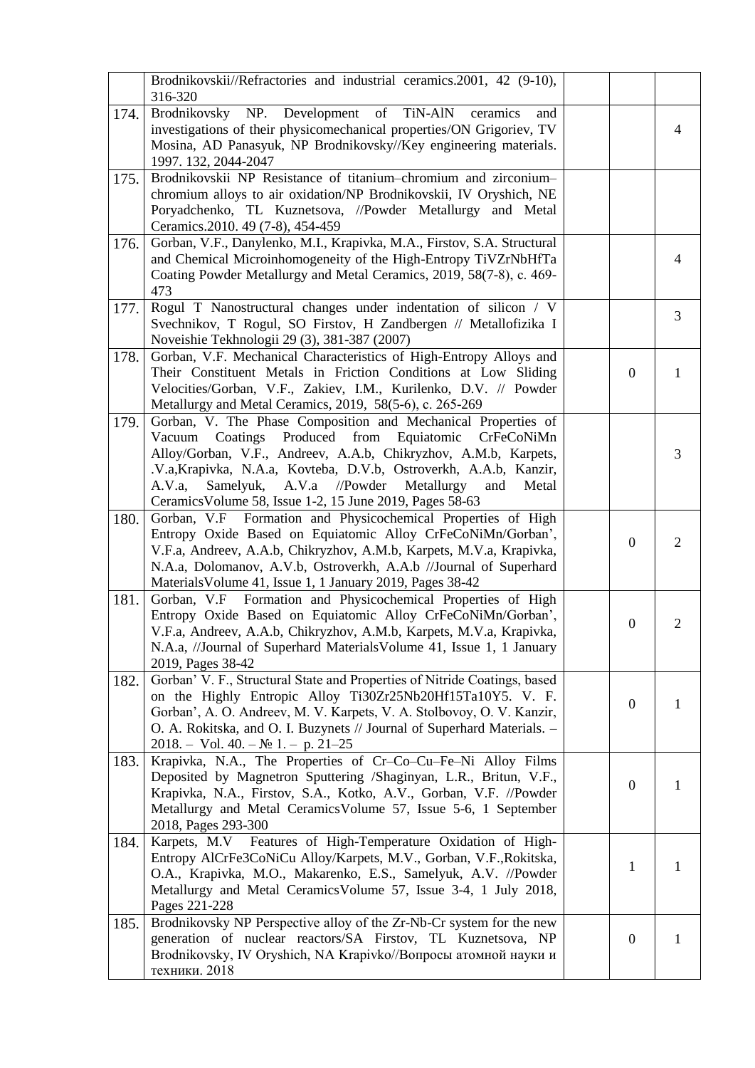| | | | | |
|---|---|---|---|---|
| | Brodnikovskii//Refractories and industrial ceramics.2001, 42 (9-10), 316-320 | | | |
| 174. | Brodnikovsky NP. Development of TiN-AlN ceramics and investigations of their physicomechanical properties/ON Grigoriev, TV Mosina, AD Panasyuk, NP Brodnikovsky//Key engineering materials. 1997. 132, 2044-2047 | | | 4 |
| 175. | Brodnikovskii NP Resistance of titanium–chromium and zirconium–chromium alloys to air oxidation/NP Brodnikovskii, IV Oryshich, NE Poryadchenko, TL Kuznetsova, //Powder Metallurgy and Metal Ceramics.2010. 49 (7-8), 454-459 | | | |
| 176. | Gorban, V.F., Danylenko, M.I., Krapivka, M.A., Firstov, S.A. Structural and Chemical Microinhomogeneity of the High-Entropy TiVZrNbHfTa Coating Powder Metallurgy and Metal Ceramics, 2019, 58(7-8), с. 469-473 | | | 4 |
| 177. | Rogul T Nanostructural changes under indentation of silicon / V Svechnikov, T Rogul, SO Firstov, H Zandbergen // Metallofizika I Noveishie Tekhnologii 29 (3), 381-387 (2007) | | | 3 |
| 178. | Gorban, V.F. Mechanical Characteristics of High-Entropy Alloys and Their Constituent Metals in Friction Conditions at Low Sliding Velocities/Gorban, V.F., Zakiev, I.M., Kurilenko, D.V. // Powder Metallurgy and Metal Ceramics, 2019, 58(5-6), с. 265-269 | | 0 | 1 |
| 179. | Gorban, V. The Phase Composition and Mechanical Properties of Vacuum Coatings Produced from Equiatomic CrFeCoNiMn Alloy/Gorban, V.F., Andreev, A.A.b, Chikryzhov, A.M.b, Karpets, .V.a,Krapivka, N.A.a, Kovteba, D.V.b, Ostroverkh, A.A.b, Kanzir, A.V.a, Samelyuk, A.V.a //Powder Metallurgy and Metal CeramicsVolume 58, Issue 1-2, 15 June 2019, Pages 58-63 | | | 3 |
| 180. | Gorban, V.F Formation and Physicochemical Properties of High Entropy Oxide Based on Equiatomic Alloy CrFeCoNiMn/Gorban', V.F.a, Andreev, A.A.b, Chikryzhov, A.M.b, Karpets, M.V.a, Krapivka, N.A.a, Dolomanov, A.V.b, Ostroverkh, A.A.b //Journal of Superhard MaterialsVolume 41, Issue 1, 1 January 2019, Pages 38-42 | | 0 | 2 |
| 181. | Gorban, V.F Formation and Physicochemical Properties of High Entropy Oxide Based on Equiatomic Alloy CrFeCoNiMn/Gorban', V.F.a, Andreev, A.A.b, Chikryzhov, A.M.b, Karpets, M.V.a, Krapivka, N.A.a, //Journal of Superhard MaterialsVolume 41, Issue 1, 1 January 2019, Pages 38-42 | | 0 | 2 |
| 182. | Gorban' V. F., Structural State and Properties of Nitride Coatings, based on the Highly Entropic Alloy Ti30Zr25Nb20Hf15Ta10Y5. V. F. Gorban', A. O. Andreev, M. V. Karpets, V. A. Stolbovoy, O. V. Kanzir, O. A. Rokitska, and O. I. Buzynets // Journal of Superhard Materials. – 2018. – Vol. 40. – № 1. – p. 21–25 | | 0 | 1 |
| 183. | Krapivka, N.A., The Properties of Cr–Co–Cu–Fe–Ni Alloy Films Deposited by Magnetron Sputtering /Shaginyan, L.R., Britun, V.F., Krapivka, N.A., Firstov, S.A., Kotko, A.V., Gorban, V.F. //Powder Metallurgy and Metal CeramicsVolume 57, Issue 5-6, 1 September 2018, Pages 293-300 | | 0 | 1 |
| 184. | Karpets, M.V Features of High-Temperature Oxidation of High-Entropy AlCrFe3CoNiCu Alloy/Karpets, M.V., Gorban, V.F.,Rokitska, O.A., Krapivka, M.O., Makarenko, E.S., Samelyuk, A.V. //Powder Metallurgy and Metal CeramicsVolume 57, Issue 3-4, 1 July 2018, Pages 221-228 | | 1 | 1 |
| 185. | Brodnikovsky NP Perspective alloy of the Zr-Nb-Cr system for the new generation of nuclear reactors/SA Firstov, TL Kuznetsova, NP Brodnikovsky, IV Oryshich, NA Krapivko//Вопросы атомной науки и техники. 2018 | | 0 | 1 |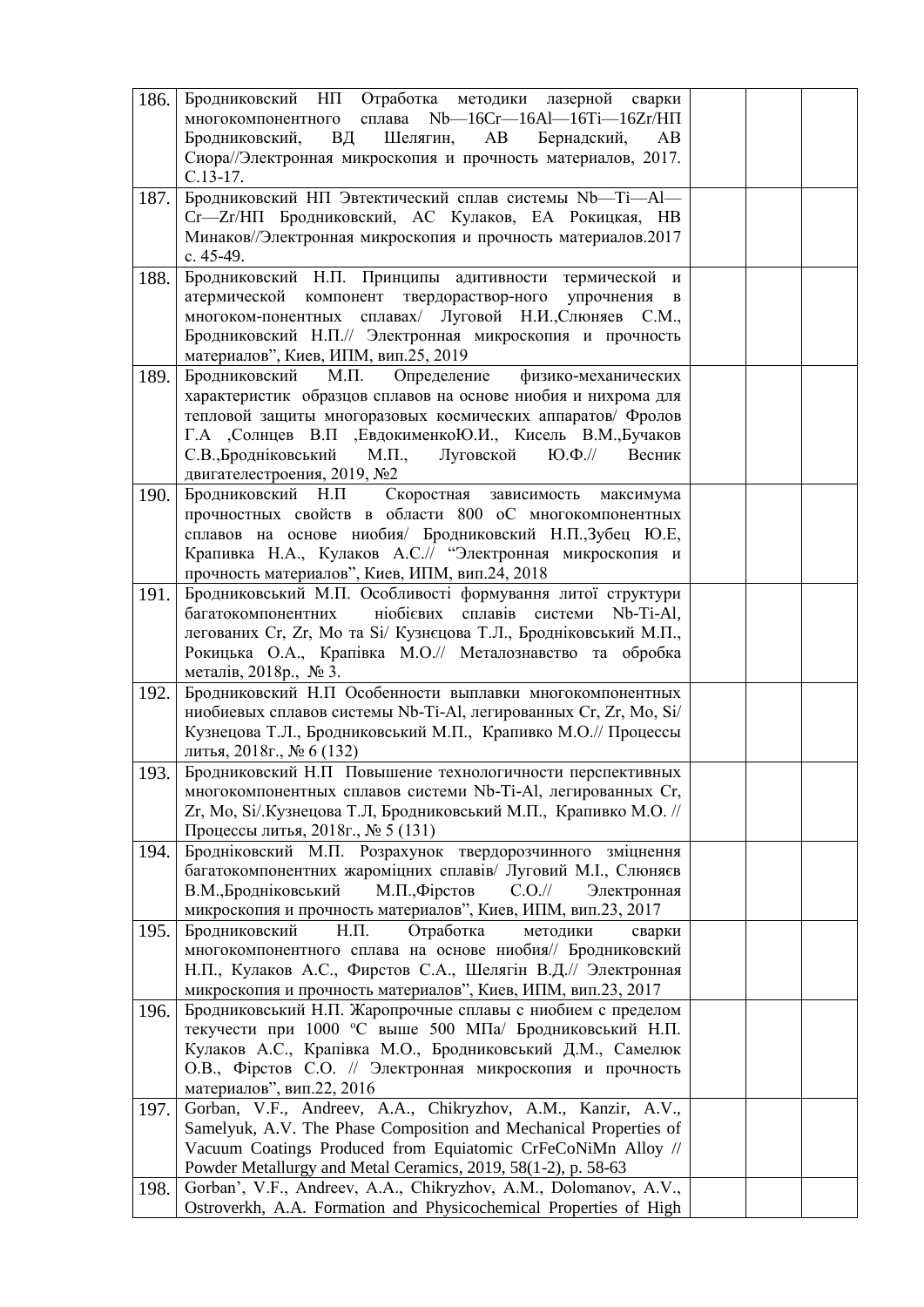| | | | | |
|---|---|---|---|---|
| 186. | Бродниковский НП Отработка методики лазерной сварки многокомпонентного сплава Nb—16Cr—16Al—16Ti—16Zr/НП Бродниковский, ВД Шелягин, АВ Бернадский, АВ Сиора//Электронная микроскопия и прочность материалов, 2017. С.13-17. | | | |
| 187. | Бродниковский НП Эвтектический сплав системы Nb—Ti—Al—Cr—Zr/НП Бродниковский, АС Кулаков, ЕА Рокицкая, НВ Минаков//Электронная микроскопия и прочность материалов.2017 с. 45-49. | | | |
| 188. | Бродниковский Н.П. Принципы адитивности термической и атермической компонент твердораствор-ного упрочнения в многоком-понентных сплавах/ Луговой Н.И.,Слюняев С.М., Бродниковский Н.П.// Электронная микроскопия и прочность материалов", Киев, ИПМ, вип.25, 2019 | | | |
| 189. | Бродниковский М.П. Определение физико-механических характеристик образцов сплавов на основе ниобия и нихрома для тепловой защиты многоразовых космических аппаратов/ Фролов Г.А ,Солнцев В.П ,ЕвдокименкоЮ.И., Кисель В.М.,Бучаков С.В.,Бродніковський М.П., Луговской Ю.Ф.// Весник двигателестроения, 2019, №2 | | | |
| 190. | Бродниковский Н.П Скоростная зависимость максимума прочностных свойств в области 800 оС многокомпонентных сплавов на основе ниобия/ Бродниковский Н.П.,Зубец Ю.Е, Крапивка Н.А., Кулаков А.С.// "Электронная микроскопия и прочность материалов", Киев, ИПМ, вип.24, 2018 | | | |
| 191. | Бродниковськкий М.П. Особливості формування литої структури багатокомпонентних ніобієвих сплавів системи Nb-Ti-Al, легованих Cr, Zr, Mo та Si/ Кузнєцова Т.Л., Бродніковський М.П., Рокицька О.А., Крапівка М.О.// Металознавство та обробка металів, 2018р., № 3. | | | |
| 192. | Бродниковский Н.П Особенности выплавки многокомпонентных ниобиевых сплавов системы Nb-Ti-Al, легированных Cr, Zr, Mo, Si/ Кузнецова Т.Л., Бродниковський М.П., Крапивко М.О.// Процессы литья, 2018г., № 6 (132) | | | |
| 193. | Бродниковский Н.П Повышение технологичности перспективных многокомпонентных сплавов системы Nb-Ti-Al, легированных Cr, Zr, Mo, Si/.Кузнецова Т.Л, Бродниковський М.П., Крапивко М.О. // Процессы литья, 2018г., № 5 (131) | | | |
| 194. | Бродніковский М.П. Розрахунок твердорозчинного зміцнення багатокомпонентних жароміцних сплавів/ Луговий М.І., Слюняєв В.М.,Бродніковський М.П.,Фірстов С.О.// Электронная микроскопия и прочность материалов", Киев, ИПМ, вип.23, 2017 | | | |
| 195. | Бродниковский Н.П. Отработка методики сварки многокомпонентного сплава на основе ниобия// Бродниковский Н.П., Кулаков А.С., Фирстов С.А., Шелягін В.Д.// Электронная микроскопия и прочность материалов", Киев, ИПМ, вип.23, 2017 | | | |
| 196. | Бродниковський Н.П. Жаропрочные сплавы с ниобием с пределом текучести при 1000 ºС выше 500 МПа/ Бродниковський Н.П. Кулаков А.С., Крапівка М.О., Бродниковський Д.М., Самелюк О.В., Фірстов С.О. // Электронная микроскопия и прочность материалов", вип.22, 2016 | | | |
| 197. | Gorban, V.F., Andreev, A.A., Chikryzhov, A.M., Kanzir, A.V., Samelyuk, A.V. The Phase Composition and Mechanical Properties of Vacuum Coatings Produced from Equiatomic CrFeCoNiMn Alloy // Powder Metallurgy and Metal Ceramics, 2019, 58(1-2), p. 58-63 | | | |
| 198. | Gorban', V.F., Andreev, A.A., Chikryzhov, A.M., Dolomanov, A.V., Ostroverkh, A.A. Formation and Physicochemical Properties of High | | | |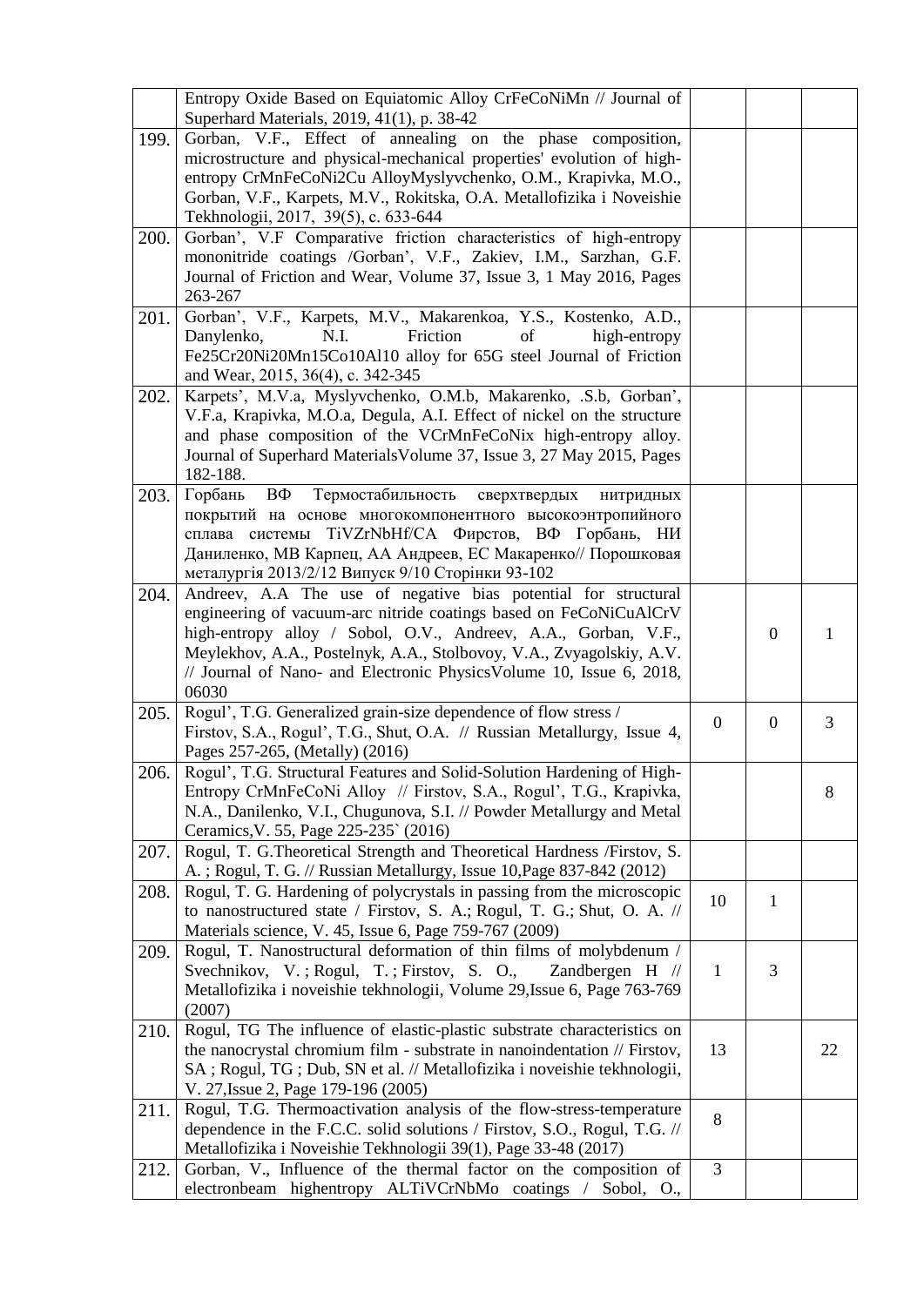|  |  |  |  |  |
|---|---|---|---|---|
|  | Entropy Oxide Based on Equiatomic Alloy CrFeCoNiMn // Journal of Superhard Materials, 2019, 41(1), p. 38-42 |  |  |  |
| 199. | Gorban, V.F., Effect of annealing on the phase composition, microstructure and physical-mechanical properties' evolution of high-entropy CrMnFeCoNi2Cu AlloyMyslyvchenko, O.M., Krapivka, M.O., Gorban, V.F., Karpets, M.V., Rokitska, O.A. Metallofizika i Noveishie Tekhnologii, 2017, 39(5), c. 633-644 |  |  |  |
| 200. | Gorban', V.F Comparative friction characteristics of high-entropy mononitride coatings /Gorban', V.F., Zakiev, I.M., Sarzhan, G.F. Journal of Friction and Wear, Volume 37, Issue 3, 1 May 2016, Pages 263-267 |  |  |  |
| 201. | Gorban', V.F., Karpets, M.V., Makarenkoa, Y.S., Kostenko, A.D., Danylenko, N.I. Friction of high-entropy Fe25Cr20Ni20Mn15Co10Al10 alloy for 65G steel Journal of Friction and Wear, 2015, 36(4), c. 342-345 |  |  |  |
| 202. | Karpets', M.V.a, Myslyvchenko, O.M.b, Makarenko, .S.b, Gorban', V.F.a, Krapivka, M.O.a, Degula, A.I. Effect of nickel on the structure and phase composition of the VCrMnFeCoNix high-entropy alloy. Journal of Superhard MaterialsVolume 37, Issue 3, 27 May 2015, Pages 182-188. |  |  |  |
| 203. | Горбань ВФ Термостабильность сверхтвердых нитридных покрытий на основе многокомпонентного высокоэнтропийного сплава системы TiVZrNbHf/CA Фирстов, ВФ Горбань, НИ Даниленко, МВ Карпец, АА Андреев, ЕС Макаренко// Порошковая металургія 2013/2/12 Випуск 9/10 Сторінки 93-102 |  |  |  |
| 204. | Andreev, A.A The use of negative bias potential for structural engineering of vacuum-arc nitride coatings based on FeCoNiCuAlCrV high-entropy alloy / Sobol, O.V., Andreev, A.A., Gorban, V.F., Meylekhov, A.A., Postelnyk, A.A., Stolbovoy, V.A., Zvyagolskiy, A.V. // Journal of Nano- and Electronic PhysicsVolume 10, Issue 6, 2018, 06030 |  | 0 | 1 |
| 205. | Rogul', T.G. Generalized grain-size dependence of flow stress / Firstov, S.A., Rogul', T.G., Shut, O.A. // Russian Metallurgy, Issue 4, Pages 257-265, (Metally) (2016) | 0 | 0 | 3 |
| 206. | Rogul', T.G. Structural Features and Solid-Solution Hardening of High-Entropy CrMnFeCoNi Alloy // Firstov, S.A., Rogul', T.G., Krapivka, N.A., Danilenko, V.I., Chugunova, S.I. // Powder Metallurgy and Metal Ceramics,V. 55, Page 225-235` (2016) |  |  | 8 |
| 207. | Rogul, T. G.Theoretical Strength and Theoretical Hardness /Firstov, S. A. ; Rogul, T. G. // Russian Metallurgy, Issue 10,Page 837-842 (2012) |  |  |  |
| 208. | Rogul, T. G. Hardening of polycrystals in passing from the microscopic to nanostructured state / Firstov, S. A.; Rogul, T. G.; Shut, O. A. // Materials science, V. 45, Issue 6, Page 759-767 (2009) | 10 | 1 |  |
| 209. | Rogul, T. Nanostructural deformation of thin films of molybdenum / Svechnikov, V. ; Rogul, T. ; Firstov, S. O., Zandbergen H // Metallofizika i noveishie tekhnologii, Volume 29,Issue 6, Page 763-769 (2007) | 1 | 3 |  |
| 210. | Rogul, TG The influence of elastic-plastic substrate characteristics on the nanocrystal chromium film - substrate in nanoindentation // Firstov, SA ; Rogul, TG ; Dub, SN et al. // Metallofizika i noveishie tekhnologii, V. 27,Issue 2, Page 179-196 (2005) | 13 |  | 22 |
| 211. | Rogul, T.G. Thermoactivation analysis of the flow-stress-temperature dependence in the F.C.C. solid solutions / Firstov, S.O., Rogul, T.G. // Metallofizika i Noveishie Tekhnologii 39(1), Page 33-48 (2017) | 8 |  |  |
| 212. | Gorban, V., Influence of the thermal factor on the composition of electronbeam highentropy ALTiVCrNbMo coatings / Sobol, O., | 3 |  |  |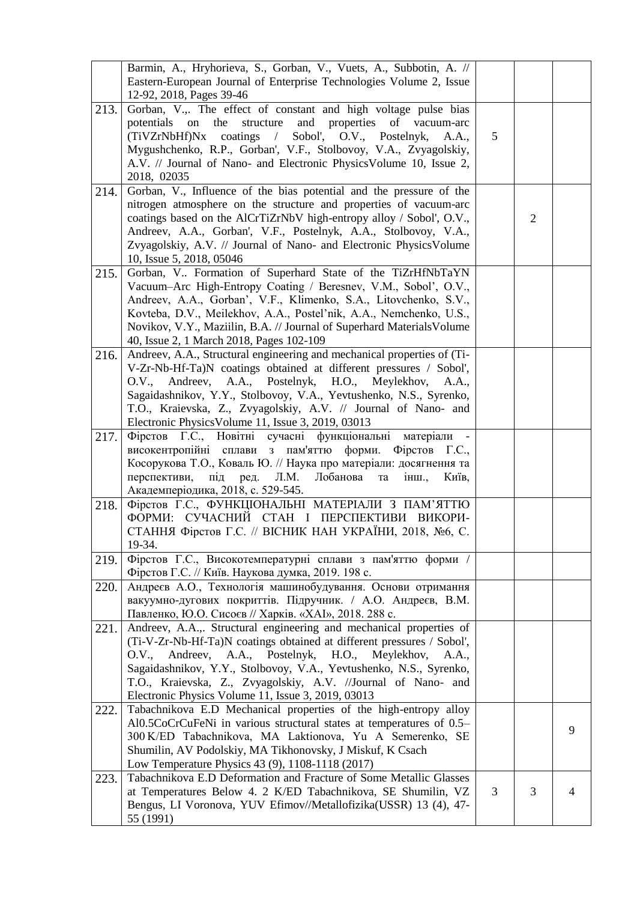| | | | | |
|---|---|---|---|---|
| | Barmin, A., Hryhorieva, S., Gorban, V., Vuets, A., Subbotin, A. // Eastern-European Journal of Enterprise Technologies Volume 2, Issue 12-92, 2018, Pages 39-46 | | | |
| 213. | Gorban, V.,. The effect of constant and high voltage pulse bias potentials on the structure and properties of vacuum-arc (TiVZrNbHf)Nx coatings / Sobol', O.V., Postelnyk, A.A., Mygushchenko, R.P., Gorban', V.F., Stolbovoy, V.A., Zvyagolskiy, A.V. // Journal of Nano- and Electronic PhysicsVolume 10, Issue 2, 2018, 02035 | 5 | | |
| 214. | Gorban, V., Influence of the bias potential and the pressure of the nitrogen atmosphere on the structure and properties of vacuum-arc coatings based on the AlCrTiZrNbV high-entropy alloy / Sobol', O.V., Andreev, A.A., Gorban', V.F., Postelnyk, A.A., Stolbovoy, V.A., Zvyagolskiy, A.V. // Journal of Nano- and Electronic PhysicsVolume 10, Issue 5, 2018, 05046 | | 2 | |
| 215. | Gorban, V.. Formation of Superhard State of the TiZrHfNbTaYN Vacuum–Arc High-Entropy Coating / Beresnev, V.M., Sobol', O.V., Andreev, A.A., Gorban', V.F., Klimenko, S.A., Litovchenko, S.V., Kovteba, D.V., Meilekhov, A.A., Postel'nik, A.A., Nemchenko, U.S., Novikov, V.Y., Maziilin, B.A. // Journal of Superhard MaterialsVolume 40, Issue 2, 1 March 2018, Pages 102-109 | | | |
| 216. | Andreev, A.A., Structural engineering and mechanical properties of (Ti-V-Zr-Nb-Hf-Ta)N coatings obtained at different pressures / Sobol', O.V., Andreev, A.A., Postelnyk, H.O., Meylekhov, A.A., Sagaidashnikov, Y.Y., Stolbovoy, V.A., Yevtushenko, N.S., Syrenko, T.O., Kraievska, Z., Zvyagolskiy, A.V. // Journal of Nano- and Electronic PhysicsVolume 11, Issue 3, 2019, 03013 | | | |
| 217. | Фірстов Г.С., Новітні сучасні функціональні матеріали - високентропійні сплави з пам'яттю форми. Фірстов Г.С., Косорукова Т.О., Коваль Ю. // Наука про матеріали: досягнення та перспективи, під ред. Л.М. Лобанова та інш., Київ, Академперіодика, 2018, с. 529-545. | | | |
| 218. | Фірстов Г.С., ФУНКЦІОНАЛЬНІ МАТЕРІАЛИ З ПАМ'ЯТТЮ ФОРМИ: СУЧАСНИЙ СТАН І ПЕРСПЕКТИВИ ВИКОРИ-СТАННЯ Фірстов Г.С. // ВІСНИК НАН УКРАЇНИ, 2018, №6, С. 19-34. | | | |
| 219. | Фірстов Г.С., Високотемпературні сплави з пам'яттю форми / Фірстов Г.С. // Київ. Наукова думка, 2019. 198 с. | | | |
| 220. | Андреєв А.О., Технологія машинобудування. Основи отримання вакуумно-дугових покриттів. Підручник. / А.О. Андреєв, В.М. Павленко, Ю.О. Сисоєв // Харків. «ХАІ», 2018. 288 с. | | | |
| 221. | Andreev, A.A.,. Structural engineering and mechanical properties of (Ti-V-Zr-Nb-Hf-Ta)N coatings obtained at different pressures / Sobol', O.V., Andreev, A.A., Postelnyk, H.O., Meylekhov, A.A., Sagaidashnikov, Y.Y., Stolbovoy, V.A., Yevtushenko, N.S., Syrenko, T.O., Kraievska, Z., Zvyagolskiy, A.V. //Journal of Nano- and Electronic Physics Volume 11, Issue 3, 2019, 03013 | | | |
| 222. | Tabachnikova E.D Mechanical properties of the high-entropy alloy Al0.5CoCrCuFeNi in various structural states at temperatures of 0.5–300 K/ED Tabachnikova, MA Laktionova, Yu A Semerenko, SE Shumilin, AV Podolskiy, MA Tikhonovsky, J Miskuf, K Csach Low Temperature Physics 43 (9), 1108-1118 (2017) | | | 9 |
| 223. | Tabachnikova E.D Deformation and Fracture of Some Metallic Glasses at Temperatures Below 4. 2 K/ED Tabachnikova, SE Shumilin, VZ Bengus, LI Voronova, YUV Efimov//Metallofizika(USSR) 13 (4), 47-55 (1991) | 3 | 3 | 4 |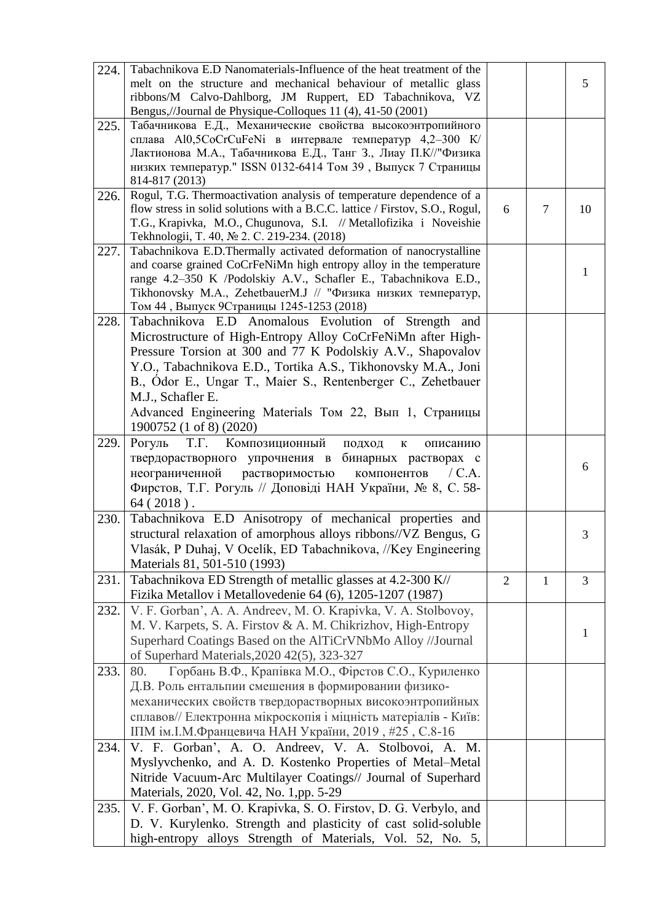| | | | | |
|---|---|---|---|---|
| 224. | Tabachnikova E.D Nanomaterials-Influence of the heat treatment of the melt on the structure and mechanical behaviour of metallic glass ribbons/M Calvo-Dahlborg, JM Ruppert, ED Tabachnikova, VZ Bengus,//Journal de Physique-Colloques 11 (4), 41-50 (2001) | | | 5 |
| 225. | Табачникова Е.Д., Механические свойства высокоэнтропийного сплава Al0,5CoCrCuFeNi в интервале температур 4,2–300 К/ Лактионова М.А., Табачникова Е.Д., Танг З., Лиау П.К//"Физика низких температур." ISSN 0132-6414 Том 39 , Выпуск 7 Страницы 814-817 (2013) | | | |
| 226. | Rogul, T.G. Thermoactivation analysis of temperature dependence of a flow stress in solid solutions with a B.C.C. lattice / Firstov, S.O., Rogul, T.G., Krapivka, M.O., Chugunova, S.I. // Metallofizika i Noveishie Tekhnologii, T. 40, № 2. C. 219-234. (2018) | 6 | 7 | 10 |
| 227. | Tabachnikova E.D.Thermally activated deformation of nanocrystalline and coarse grained CoCrFeNiMn high entropy alloy in the temperature range 4.2–350 K /Podolskiy A.V., Schafler E., Tabachnikova E.D., Tikhonovsky M.A., ZehetbauerM.J // "Физика низких температур, Том 44 , Выпуск 9Страницы 1245-1253 (2018) | | | 1 |
| 228. | Tabachnikova E.D Anomalous Evolution of Strength and Microstructure of High-Entropy Alloy CoCrFeNiMn after High-Pressure Torsion at 300 and 77 K Podolskiy A.V., Shapovalov Y.O., Tabachnikova E.D., Tortika A.S., Tikhonovsky M.A., Joni B., Ódor E., Ungar T., Maier S., Rentenberger C., Zehetbauer M.J., Schafler E. Advanced Engineering Materials Том 22, Вып 1, Страницы 1900752 (1 of 8) (2020) | | | |
| 229. | Рогуль Т.Г. Композиционный подход к описанию твердорастворного упрочнения в бинарных растворах с неограниченной растворимостью компонентов / С.А. Фирстов, Т.Г. Рогуль // Доповіді НАН України, № 8, С. 58-64 ( 2018 ) . | | | 6 |
| 230. | Tabachnikova E.D Anisotropy of mechanical properties and structural relaxation of amorphous alloys ribbons//VZ Bengus, G Vlasák, P Duhaj, V Ocelík, ED Tabachnikova, //Key Engineering Materials 81, 501-510 (1993) | | | 3 |
| 231. | Tabachnikova ED Strength of metallic glasses at 4.2-300 K// Fizika Metallov i Metallovedenie 64 (6), 1205-1207 (1987) | 2 | 1 | 3 |
| 232. | V. F. Gorban', A. A. Andreev, M. O. Krapivka, V. A. Stolbovoy, M. V. Karpets, S. A. Firstov & A. M. Chikrizhov, High-Entropy Superhard Coatings Based on the AlTiCrVNbMo Alloy //Journal of Superhard Materials,2020 42(5), 323-327 | | | 1 |
| 233. | 80. Горбань В.Ф., Крапівка М.О., Фірстов С.О., Куриленко Д.В. Роль ентальпии смешения в формировании физико-механических свойств твердорастворных высокоэнтропийных сплавов// Електронна мікроскопія і міцність матеріалів - Київ: ІПМ ім.І.М.Францевича НАН України, 2019 , #25 , С.8-16 | | | |
| 234. | V. F. Gorban', A. O. Andreev, V. A. Stolbovoi, A. M. Myslyvchenko, and A. D. Kostenko Properties of Metal–Metal Nitride Vacuum-Arc Multilayer Coatings// Journal of Superhard Materials, 2020, Vol. 42, No. 1,pp. 5-29 | | | |
| 235. | V. F. Gorban', M. O. Krapivka, S. O. Firstov, D. G. Verbylo, and D. V. Kurylenko. Strength and plasticity of cast solid-soluble high-entropy alloys Strength of Materials, Vol. 52, No. 5, | | | |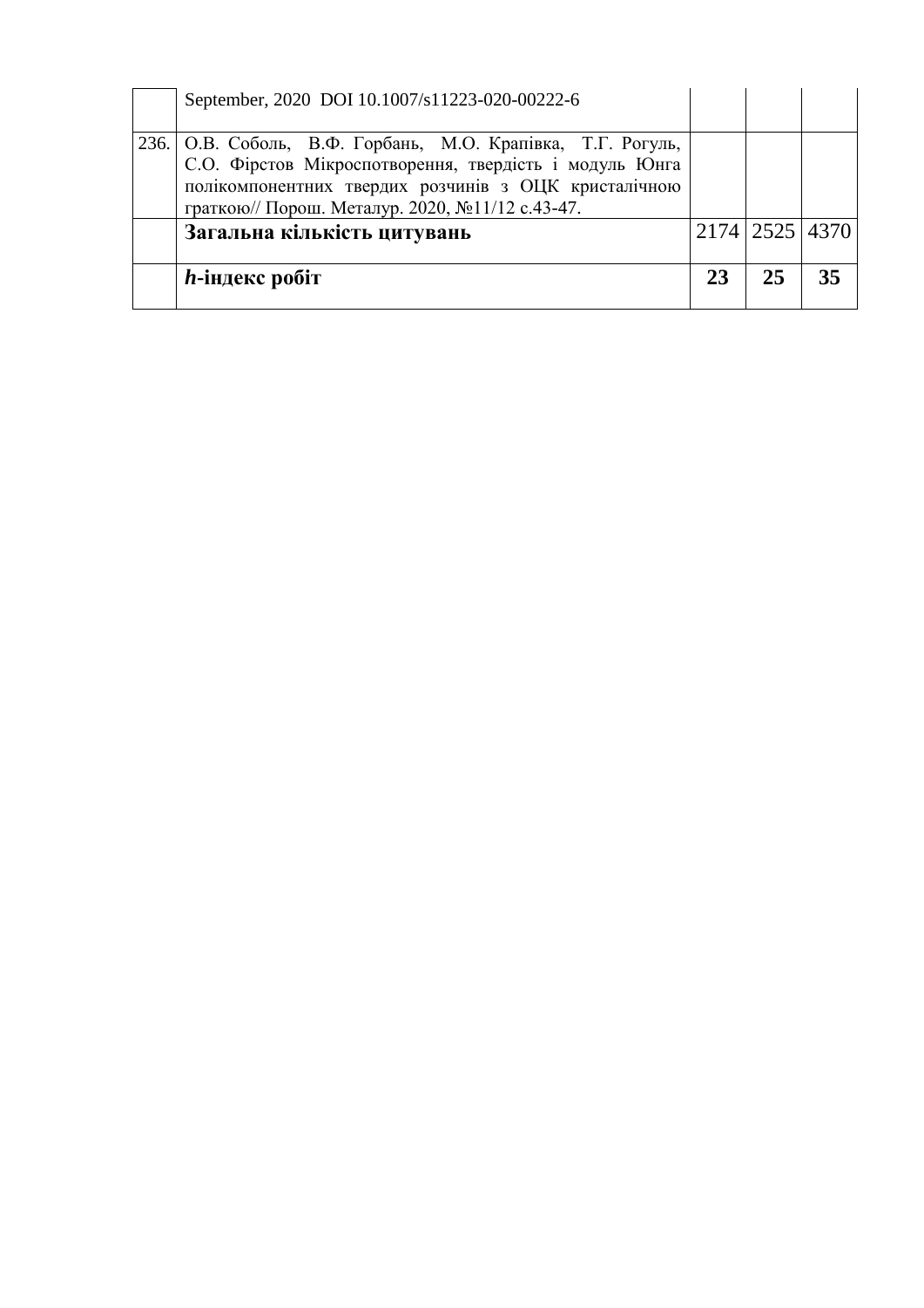| | | | | |
|---|---|---|---|---|
| | September, 2020 DOI 10.1007/s11223-020-00222-6 | | | |
| 236. | О.В. Соболь, В.Ф. Горбань, М.О. Крапівка, Т.Г. Рогуль, С.О. Фірстов Мікроспотворення, твердість і модуль Юнга полікомпонентних твердих розчинів з ОЦК кристалічною граткою// Порош. Металур. 2020, №11/12 с.43-47. | | | |
| | **Загальна кількість цитувань** | 2174 | 2525 | 4370 |
| | ***h*-індекс робіт** | **23** | **25** | **35** |